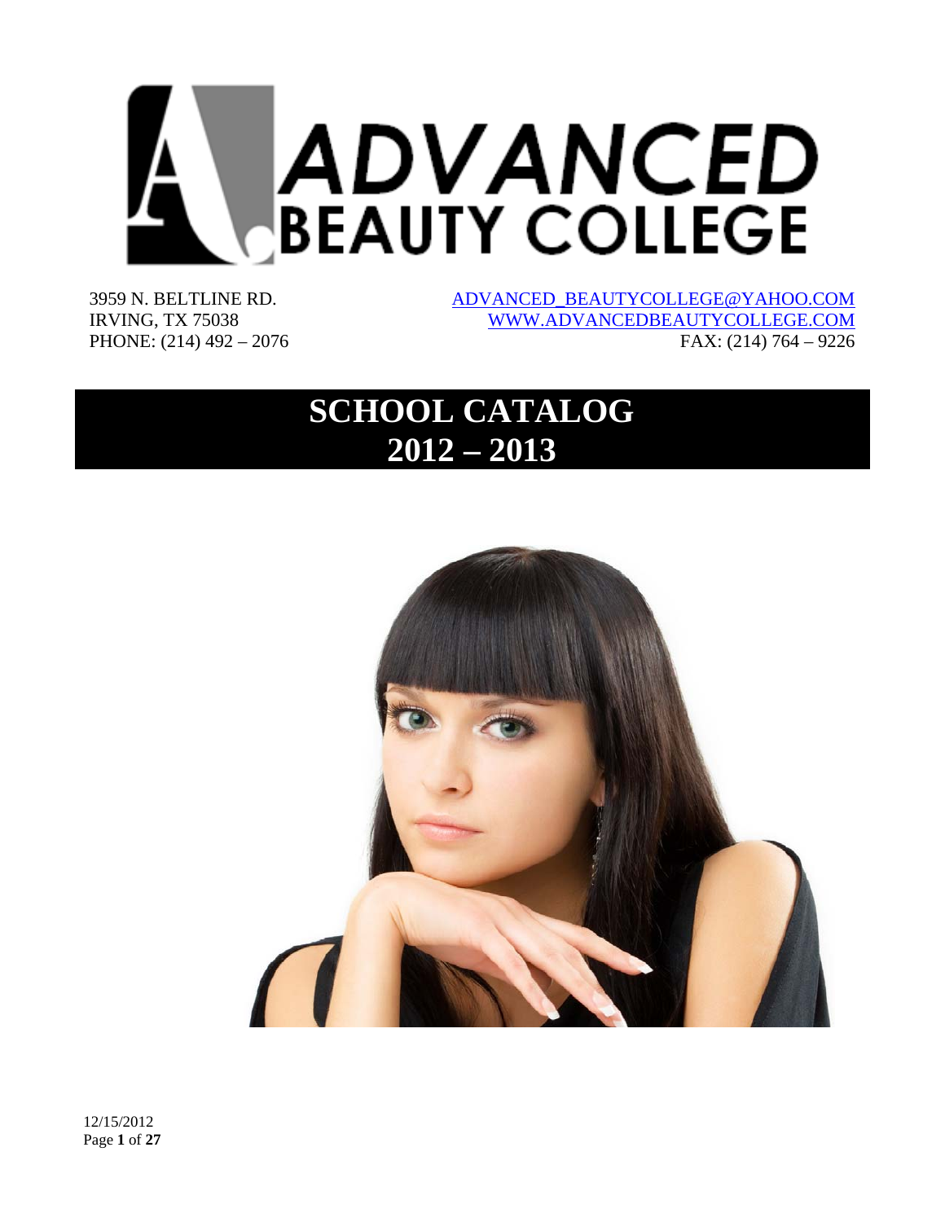# ADVANCED BEAUTY COLLEGE

3959 N. BELTLINE RD.
IRVING, TX 75038
PHONE: (214) 492 – 2076

ADVANCED_BEAUTYCOLLEGE@YAHOO.COM
WWW.ADVANCEDBEAUTYCOLLEGE.COM
FAX: (214) 764 – 9226

# SCHOOL CATALOG 2012 – 2013

12/15/2012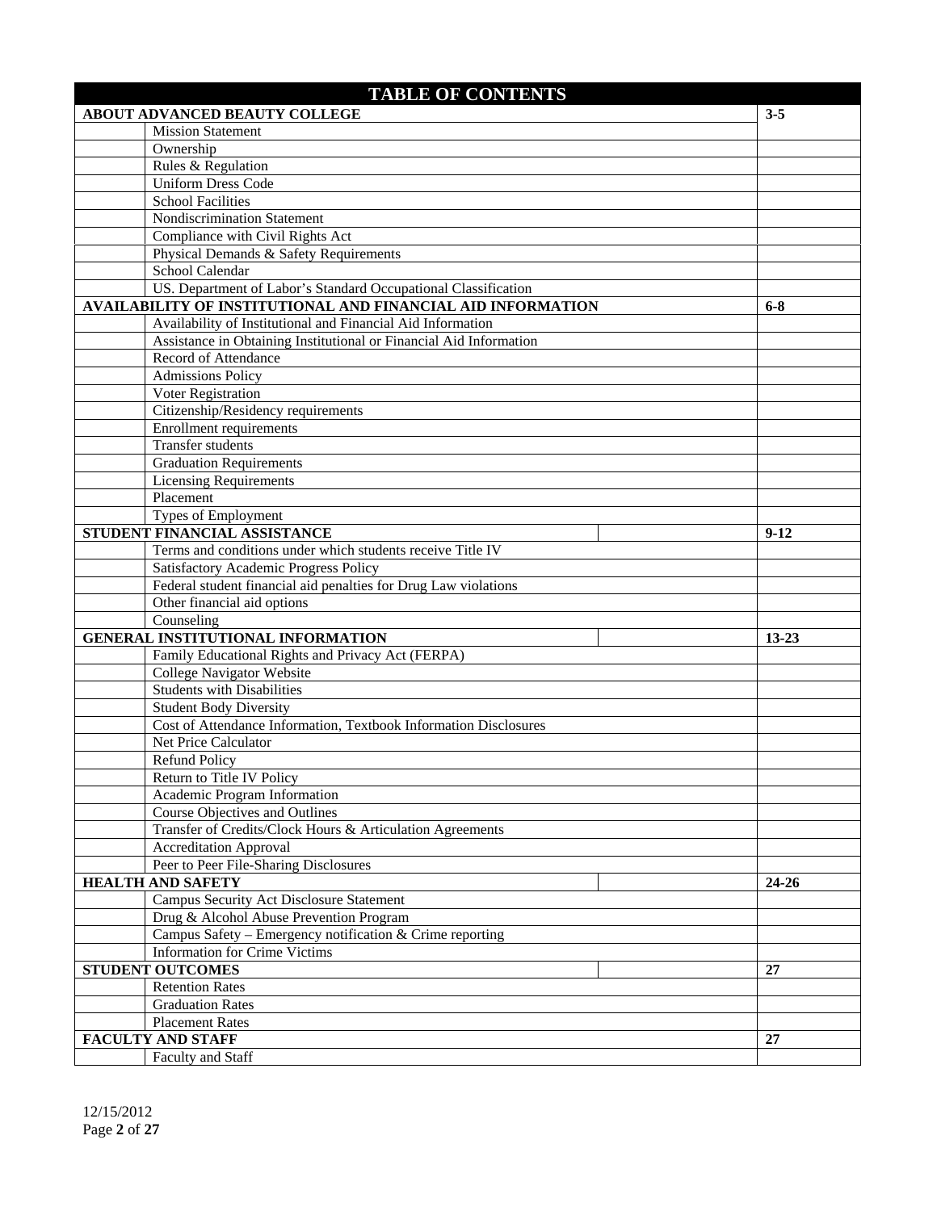# TABLE OF CONTENTS

| Section | Pages |
|---|---|
| **ABOUT ADVANCED BEAUTY COLLEGE** | **3-5** |
| Mission Statement | |
| Ownership | |
| Rules & Regulation | |
| Uniform Dress Code | |
| School Facilities | |
| Nondiscrimination Statement | |
| Compliance with Civil Rights Act | |
| Physical Demands & Safety Requirements | |
| School Calendar | |
| US. Department of Labor's Standard Occupational Classification | |
| **AVAILABILITY OF INSTITUTIONAL AND FINANCIAL AID INFORMATION** | **6-8** |
| Availability of Institutional and Financial Aid Information | |
| Assistance in Obtaining Institutional or Financial Aid Information | |
| Record of Attendance | |
| Admissions Policy | |
| Voter Registration | |
| Citizenship/Residency requirements | |
| Enrollment requirements | |
| Transfer students | |
| Graduation Requirements | |
| Licensing Requirements | |
| Placement | |
| Types of Employment | |
| **STUDENT FINANCIAL ASSISTANCE** | **9-12** |
| Terms and conditions under which students receive Title IV | |
| Satisfactory Academic Progress Policy | |
| Federal student financial aid penalties for Drug Law violations | |
| Other financial aid options | |
| Counseling | |
| **GENERAL INSTITUTIONAL INFORMATION** | **13-23** |
| Family Educational Rights and Privacy Act (FERPA) | |
| College Navigator Website | |
| Students with Disabilities | |
| Student Body Diversity | |
| Cost of Attendance Information, Textbook Information Disclosures | |
| Net Price Calculator | |
| Refund Policy | |
| Return to Title IV Policy | |
| Academic Program Information | |
| Course Objectives and Outlines | |
| Transfer of Credits/Clock Hours & Articulation Agreements | |
| Accreditation Approval | |
| Peer to Peer File-Sharing Disclosures | |
| **HEALTH AND SAFETY** | **24-26** |
| Campus Security Act Disclosure Statement | |
| Drug & Alcohol Abuse Prevention Program | |
| Campus Safety – Emergency notification & Crime reporting | |
| Information for Crime Victims | |
| **STUDENT OUTCOMES** | **27** |
| Retention Rates | |
| Graduation Rates | |
| Placement Rates | |
| **FACULTY AND STAFF** | **27** |
| Faculty and Staff | |

12/15/2012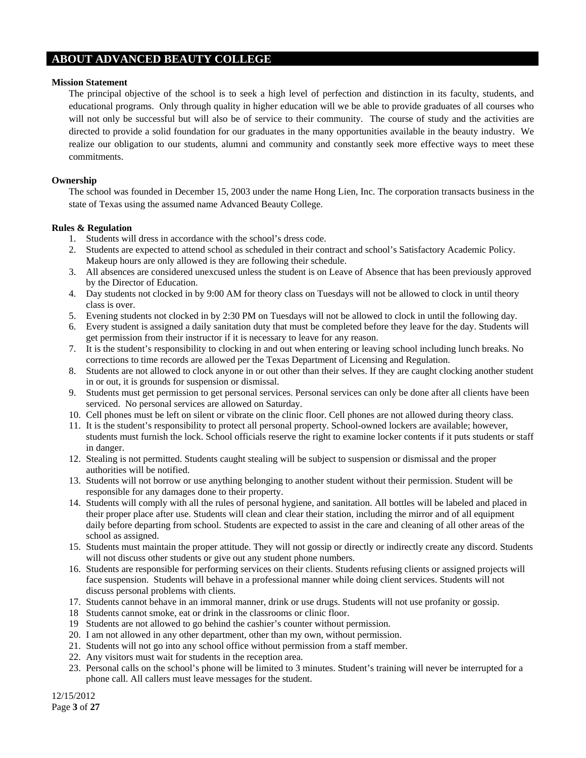## ABOUT ADVANCED BEAUTY COLLEGE

**Mission Statement**

The principal objective of the school is to seek a high level of perfection and distinction in its faculty, students, and educational programs. Only through quality in higher education will we be able to provide graduates of all courses who will not only be successful but will also be of service to their community. The course of study and the activities are directed to provide a solid foundation for our graduates in the many opportunities available in the beauty industry. We realize our obligation to our students, alumni and community and constantly seek more effective ways to meet these commitments.

**Ownership**

The school was founded in December 15, 2003 under the name Hong Lien, Inc. The corporation transacts business in the state of Texas using the assumed name Advanced Beauty College.

**Rules & Regulation**

1. Students will dress in accordance with the school's dress code.
2. Students are expected to attend school as scheduled in their contract and school's Satisfactory Academic Policy. Makeup hours are only allowed is they are following their schedule.
3. All absences are considered unexcused unless the student is on Leave of Absence that has been previously approved by the Director of Education.
4. Day students not clocked in by 9:00 AM for theory class on Tuesdays will not be allowed to clock in until theory class is over.
5. Evening students not clocked in by 2:30 PM on Tuesdays will not be allowed to clock in until the following day.
6. Every student is assigned a daily sanitation duty that must be completed before they leave for the day. Students will get permission from their instructor if it is necessary to leave for any reason.
7. It is the student's responsibility to clocking in and out when entering or leaving school including lunch breaks. No corrections to time records are allowed per the Texas Department of Licensing and Regulation.
8. Students are not allowed to clock anyone in or out other than their selves. If they are caught clocking another student in or out, it is grounds for suspension or dismissal.
9. Students must get permission to get personal services. Personal services can only be done after all clients have been serviced. No personal services are allowed on Saturday.
10. Cell phones must be left on silent or vibrate on the clinic floor. Cell phones are not allowed during theory class.
11. It is the student's responsibility to protect all personal property. School-owned lockers are available; however, students must furnish the lock. School officials reserve the right to examine locker contents if it puts students or staff in danger.
12. Stealing is not permitted. Students caught stealing will be subject to suspension or dismissal and the proper authorities will be notified.
13. Students will not borrow or use anything belonging to another student without their permission. Student will be responsible for any damages done to their property.
14. Students will comply with all the rules of personal hygiene, and sanitation. All bottles will be labeled and placed in their proper place after use. Students will clean and clear their station, including the mirror and of all equipment daily before departing from school. Students are expected to assist in the care and cleaning of all other areas of the school as assigned.
15. Students must maintain the proper attitude. They will not gossip or directly or indirectly create any discord. Students will not discuss other students or give out any student phone numbers.
16. Students are responsible for performing services on their clients. Students refusing clients or assigned projects will face suspension. Students will behave in a professional manner while doing client services. Students will not discuss personal problems with clients.
17. Students cannot behave in an immoral manner, drink or use drugs. Students will not use profanity or gossip.
18. Students cannot smoke, eat or drink in the classrooms or clinic floor.
19. Students are not allowed to go behind the cashier's counter without permission.
20. I am not allowed in any other department, other than my own, without permission.
21. Students will not go into any school office without permission from a staff member.
22. Any visitors must wait for students in the reception area.
23. Personal calls on the school's phone will be limited to 3 minutes. Student's training will never be interrupted for a phone call. All callers must leave messages for the student.

12/15/2012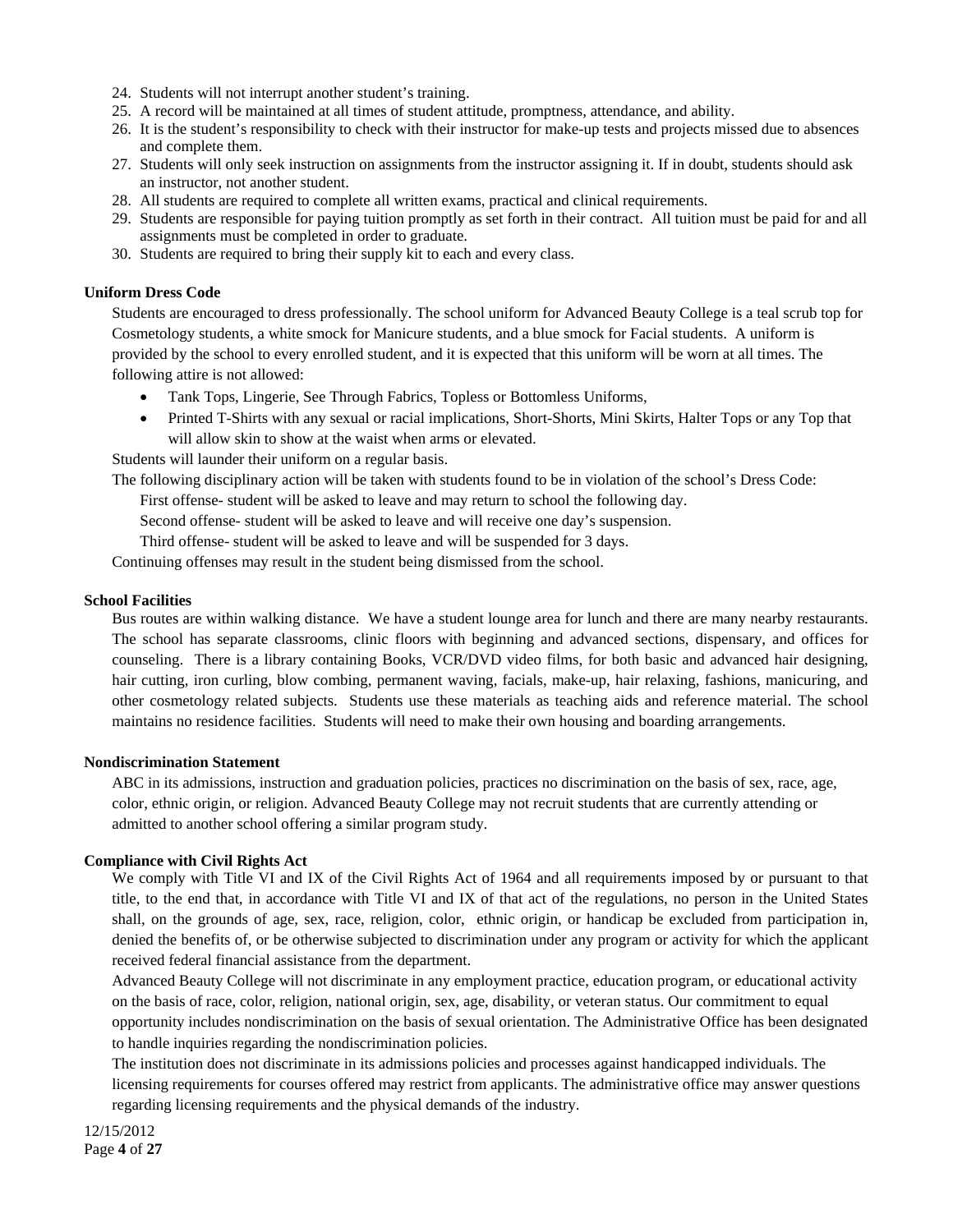24. Students will not interrupt another student's training.
25. A record will be maintained at all times of student attitude, promptness, attendance, and ability.
26. It is the student's responsibility to check with their instructor for make-up tests and projects missed due to absences and complete them.
27. Students will only seek instruction on assignments from the instructor assigning it. If in doubt, students should ask an instructor, not another student.
28. All students are required to complete all written exams, practical and clinical requirements.
29. Students are responsible for paying tuition promptly as set forth in their contract. All tuition must be paid for and all assignments must be completed in order to graduate.
30. Students are required to bring their supply kit to each and every class.

**Uniform Dress Code**

Students are encouraged to dress professionally. The school uniform for Advanced Beauty College is a teal scrub top for Cosmetology students, a white smock for Manicure students, and a blue smock for Facial students. A uniform is provided by the school to every enrolled student, and it is expected that this uniform will be worn at all times. The following attire is not allowed:

- Tank Tops, Lingerie, See Through Fabrics, Topless or Bottomless Uniforms,
- Printed T-Shirts with any sexual or racial implications, Short-Shorts, Mini Skirts, Halter Tops or any Top that will allow skin to show at the waist when arms or elevated.

Students will launder their uniform on a regular basis.

The following disciplinary action will be taken with students found to be in violation of the school's Dress Code:

First offense- student will be asked to leave and may return to school the following day.

Second offense- student will be asked to leave and will receive one day's suspension.

Third offense- student will be asked to leave and will be suspended for 3 days.

Continuing offenses may result in the student being dismissed from the school.

**School Facilities**

Bus routes are within walking distance. We have a student lounge area for lunch and there are many nearby restaurants. The school has separate classrooms, clinic floors with beginning and advanced sections, dispensary, and offices for counseling. There is a library containing Books, VCR/DVD video films, for both basic and advanced hair designing, hair cutting, iron curling, blow combing, permanent waving, facials, make-up, hair relaxing, fashions, manicuring, and other cosmetology related subjects. Students use these materials as teaching aids and reference material. The school maintains no residence facilities. Students will need to make their own housing and boarding arrangements.

**Nondiscrimination Statement**

ABC in its admissions, instruction and graduation policies, practices no discrimination on the basis of sex, race, age, color, ethnic origin, or religion. Advanced Beauty College may not recruit students that are currently attending or admitted to another school offering a similar program study.

**Compliance with Civil Rights Act**

We comply with Title VI and IX of the Civil Rights Act of 1964 and all requirements imposed by or pursuant to that title, to the end that, in accordance with Title VI and IX of that act of the regulations, no person in the United States shall, on the grounds of age, sex, race, religion, color, ethnic origin, or handicap be excluded from participation in, denied the benefits of, or be otherwise subjected to discrimination under any program or activity for which the applicant received federal financial assistance from the department.

Advanced Beauty College will not discriminate in any employment practice, education program, or educational activity on the basis of race, color, religion, national origin, sex, age, disability, or veteran status. Our commitment to equal opportunity includes nondiscrimination on the basis of sexual orientation. The Administrative Office has been designated to handle inquiries regarding the nondiscrimination policies.

The institution does not discriminate in its admissions policies and processes against handicapped individuals. The licensing requirements for courses offered may restrict from applicants. The administrative office may answer questions regarding licensing requirements and the physical demands of the industry.

12/15/2012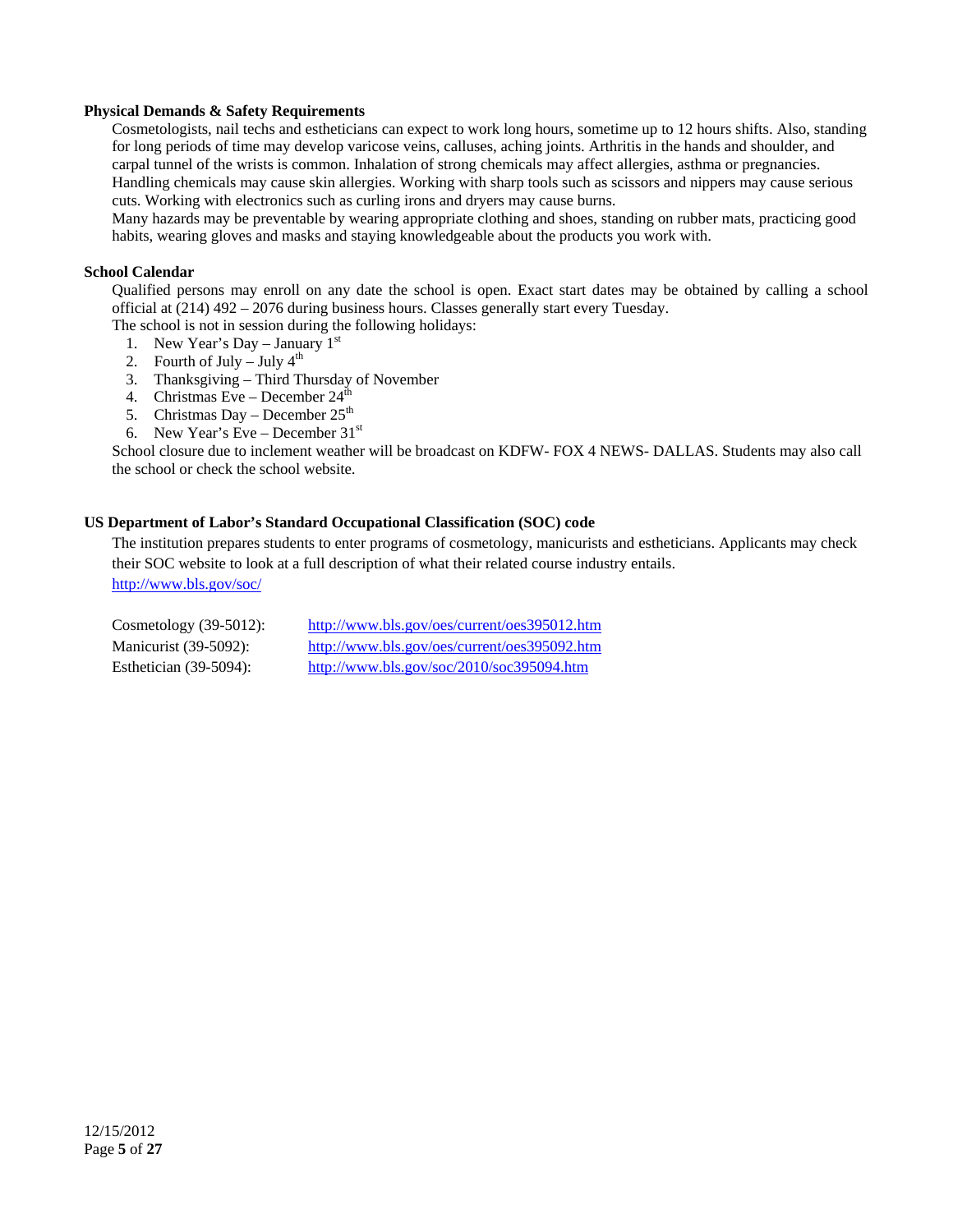**Physical Demands & Safety Requirements**

Cosmetologists, nail techs and estheticians can expect to work long hours, sometime up to 12 hours shifts. Also, standing for long periods of time may develop varicose veins, calluses, aching joints. Arthritis in the hands and shoulder, and carpal tunnel of the wrists is common. Inhalation of strong chemicals may affect allergies, asthma or pregnancies. Handling chemicals may cause skin allergies. Working with sharp tools such as scissors and nippers may cause serious cuts. Working with electronics such as curling irons and dryers may cause burns.

Many hazards may be preventable by wearing appropriate clothing and shoes, standing on rubber mats, practicing good habits, wearing gloves and masks and staying knowledgeable about the products you work with.

**School Calendar**

Qualified persons may enroll on any date the school is open. Exact start dates may be obtained by calling a school official at (214) 492 – 2076 during business hours. Classes generally start every Tuesday.

The school is not in session during the following holidays:

1. New Year's Day – January 1st
2. Fourth of July – July 4th
3. Thanksgiving – Third Thursday of November
4. Christmas Eve – December 24th
5. Christmas Day – December 25th
6. New Year's Eve – December 31st

School closure due to inclement weather will be broadcast on KDFW- FOX 4 NEWS- DALLAS. Students may also call the school or check the school website.

**US Department of Labor's Standard Occupational Classification (SOC) code**

The institution prepares students to enter programs of cosmetology, manicurists and estheticians. Applicants may check their SOC website to look at a full description of what their related course industry entails.
http://www.bls.gov/soc/

| | |
|---|---|
| Cosmetology (39-5012): | http://www.bls.gov/oes/current/oes395012.htm |
| Manicurist (39-5092): | http://www.bls.gov/oes/current/oes395092.htm |
| Esthetician (39-5094): | http://www.bls.gov/soc/2010/soc395094.htm |

12/15/2012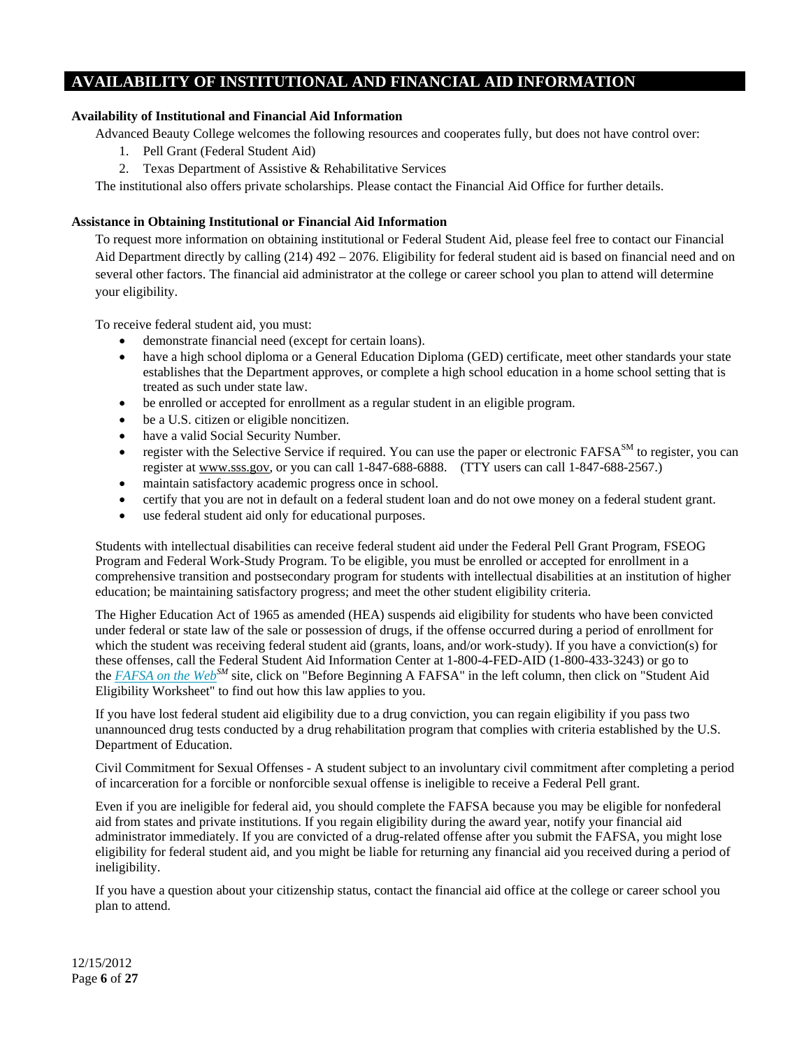## AVAILABILITY OF INSTITUTIONAL AND FINANCIAL AID INFORMATION

**Availability of Institutional and Financial Aid Information**

Advanced Beauty College welcomes the following resources and cooperates fully, but does not have control over:

1. Pell Grant (Federal Student Aid)
2. Texas Department of Assistive & Rehabilitative Services

The institutional also offers private scholarships. Please contact the Financial Aid Office for further details.

**Assistance in Obtaining Institutional or Financial Aid Information**

To request more information on obtaining institutional or Federal Student Aid, please feel free to contact our Financial Aid Department directly by calling (214) 492 – 2076. Eligibility for federal student aid is based on financial need and on several other factors. The financial aid administrator at the college or career school you plan to attend will determine your eligibility.

To receive federal student aid, you must:

- demonstrate financial need (except for certain loans).
- have a high school diploma or a General Education Diploma (GED) certificate, meet other standards your state establishes that the Department approves, or complete a high school education in a home school setting that is treated as such under state law.
- be enrolled or accepted for enrollment as a regular student in an eligible program.
- be a U.S. citizen or eligible noncitizen.
- have a valid Social Security Number.
- register with the Selective Service if required. You can use the paper or electronic FAFSA[SM] to register, you can register at www.sss.gov, or you can call 1-847-688-6888. (TTY users can call 1-847-688-2567.)
- maintain satisfactory academic progress once in school.
- certify that you are not in default on a federal student loan and do not owe money on a federal student grant.
- use federal student aid only for educational purposes.

Students with intellectual disabilities can receive federal student aid under the Federal Pell Grant Program, FSEOG Program and Federal Work-Study Program. To be eligible, you must be enrolled or accepted for enrollment in a comprehensive transition and postsecondary program for students with intellectual disabilities at an institution of higher education; be maintaining satisfactory progress; and meet the other student eligibility criteria.

The Higher Education Act of 1965 as amended (HEA) suspends aid eligibility for students who have been convicted under federal or state law of the sale or possession of drugs, if the offense occurred during a period of enrollment for which the student was receiving federal student aid (grants, loans, and/or work-study). If you have a conviction(s) for these offenses, call the Federal Student Aid Information Center at 1-800-4-FED-AID (1-800-433-3243) or go to the *FAFSA on the Web*[SM] site, click on "Before Beginning A FAFSA" in the left column, then click on "Student Aid Eligibility Worksheet" to find out how this law applies to you.

If you have lost federal student aid eligibility due to a drug conviction, you can regain eligibility if you pass two unannounced drug tests conducted by a drug rehabilitation program that complies with criteria established by the U.S. Department of Education.

Civil Commitment for Sexual Offenses - A student subject to an involuntary civil commitment after completing a period of incarceration for a forcible or nonforcible sexual offense is ineligible to receive a Federal Pell grant.

Even if you are ineligible for federal aid, you should complete the FAFSA because you may be eligible for nonfederal aid from states and private institutions. If you regain eligibility during the award year, notify your financial aid administrator immediately. If you are convicted of a drug-related offense after you submit the FAFSA, you might lose eligibility for federal student aid, and you might be liable for returning any financial aid you received during a period of ineligibility.

If you have a question about your citizenship status, contact the financial aid office at the college or career school you plan to attend.

12/15/2012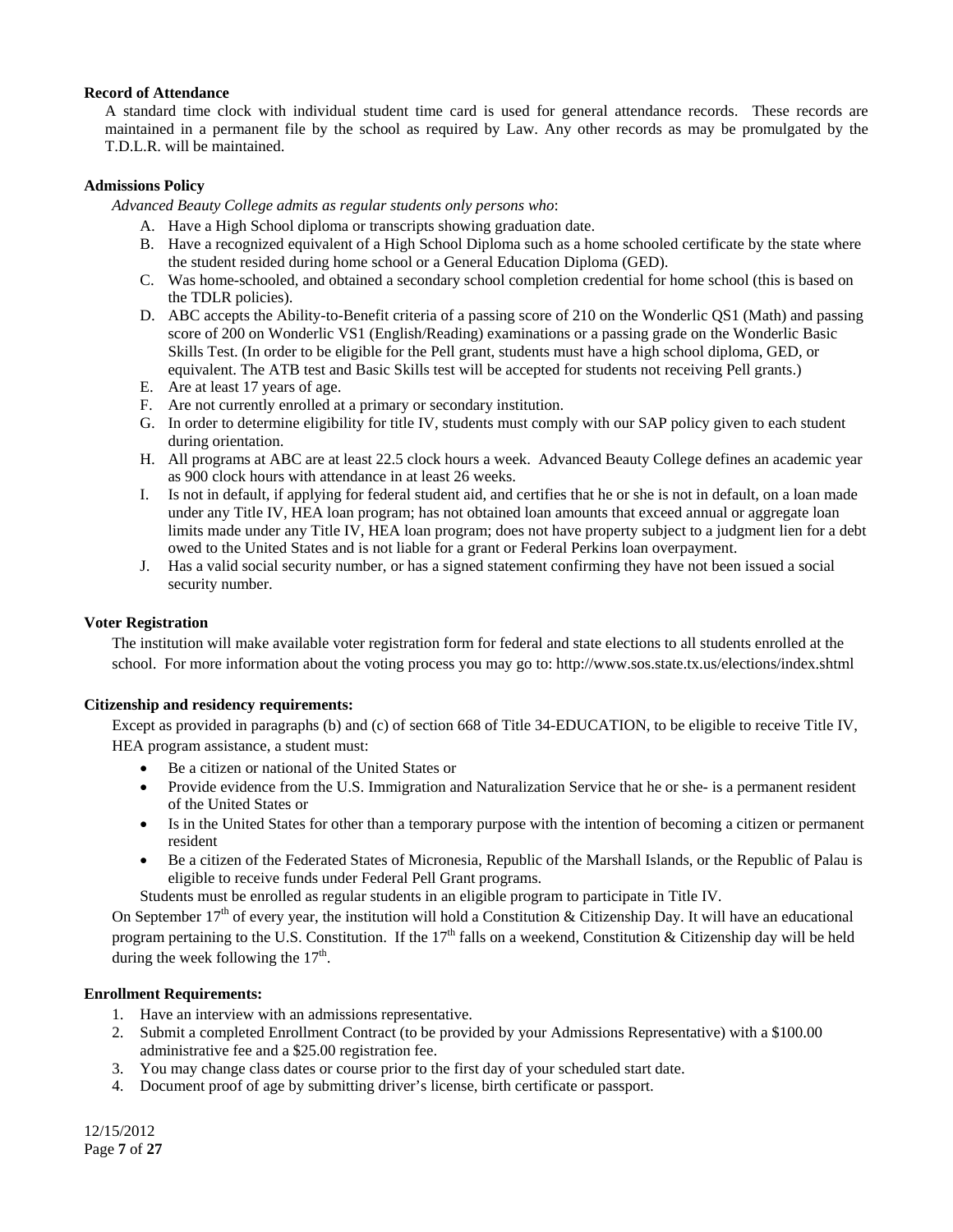**Record of Attendance**

A standard time clock with individual student time card is used for general attendance records. These records are maintained in a permanent file by the school as required by Law. Any other records as may be promulgated by the T.D.L.R. will be maintained.

**Admissions Policy**

*Advanced Beauty College admits as regular students only persons who*:

A. Have a High School diploma or transcripts showing graduation date.
B. Have a recognized equivalent of a High School Diploma such as a home schooled certificate by the state where the student resided during home school or a General Education Diploma (GED).
C. Was home-schooled, and obtained a secondary school completion credential for home school (this is based on the TDLR policies).
D. ABC accepts the Ability-to-Benefit criteria of a passing score of 210 on the Wonderlic QS1 (Math) and passing score of 200 on Wonderlic VS1 (English/Reading) examinations or a passing grade on the Wonderlic Basic Skills Test. (In order to be eligible for the Pell grant, students must have a high school diploma, GED, or equivalent. The ATB test and Basic Skills test will be accepted for students not receiving Pell grants.)
E. Are at least 17 years of age.
F. Are not currently enrolled at a primary or secondary institution.
G. In order to determine eligibility for title IV, students must comply with our SAP policy given to each student during orientation.
H. All programs at ABC are at least 22.5 clock hours a week. Advanced Beauty College defines an academic year as 900 clock hours with attendance in at least 26 weeks.
I. Is not in default, if applying for federal student aid, and certifies that he or she is not in default, on a loan made under any Title IV, HEA loan program; has not obtained loan amounts that exceed annual or aggregate loan limits made under any Title IV, HEA loan program; does not have property subject to a judgment lien for a debt owed to the United States and is not liable for a grant or Federal Perkins loan overpayment.
J. Has a valid social security number, or has a signed statement confirming they have not been issued a social security number.

**Voter Registration**

The institution will make available voter registration form for federal and state elections to all students enrolled at the school. For more information about the voting process you may go to: http://www.sos.state.tx.us/elections/index.shtml

**Citizenship and residency requirements:**

Except as provided in paragraphs (b) and (c) of section 668 of Title 34-EDUCATION, to be eligible to receive Title IV, HEA program assistance, a student must:

- Be a citizen or national of the United States or
- Provide evidence from the U.S. Immigration and Naturalization Service that he or she- is a permanent resident of the United States or
- Is in the United States for other than a temporary purpose with the intention of becoming a citizen or permanent resident
- Be a citizen of the Federated States of Micronesia, Republic of the Marshall Islands, or the Republic of Palau is eligible to receive funds under Federal Pell Grant programs.

Students must be enrolled as regular students in an eligible program to participate in Title IV.

On September 17th of every year, the institution will hold a Constitution & Citizenship Day. It will have an educational program pertaining to the U.S. Constitution. If the 17th falls on a weekend, Constitution & Citizenship day will be held during the week following the 17th.

**Enrollment Requirements:**

1. Have an interview with an admissions representative.
2. Submit a completed Enrollment Contract (to be provided by your Admissions Representative) with a $100.00 administrative fee and a $25.00 registration fee.
3. You may change class dates or course prior to the first day of your scheduled start date.
4. Document proof of age by submitting driver's license, birth certificate or passport.

12/15/2012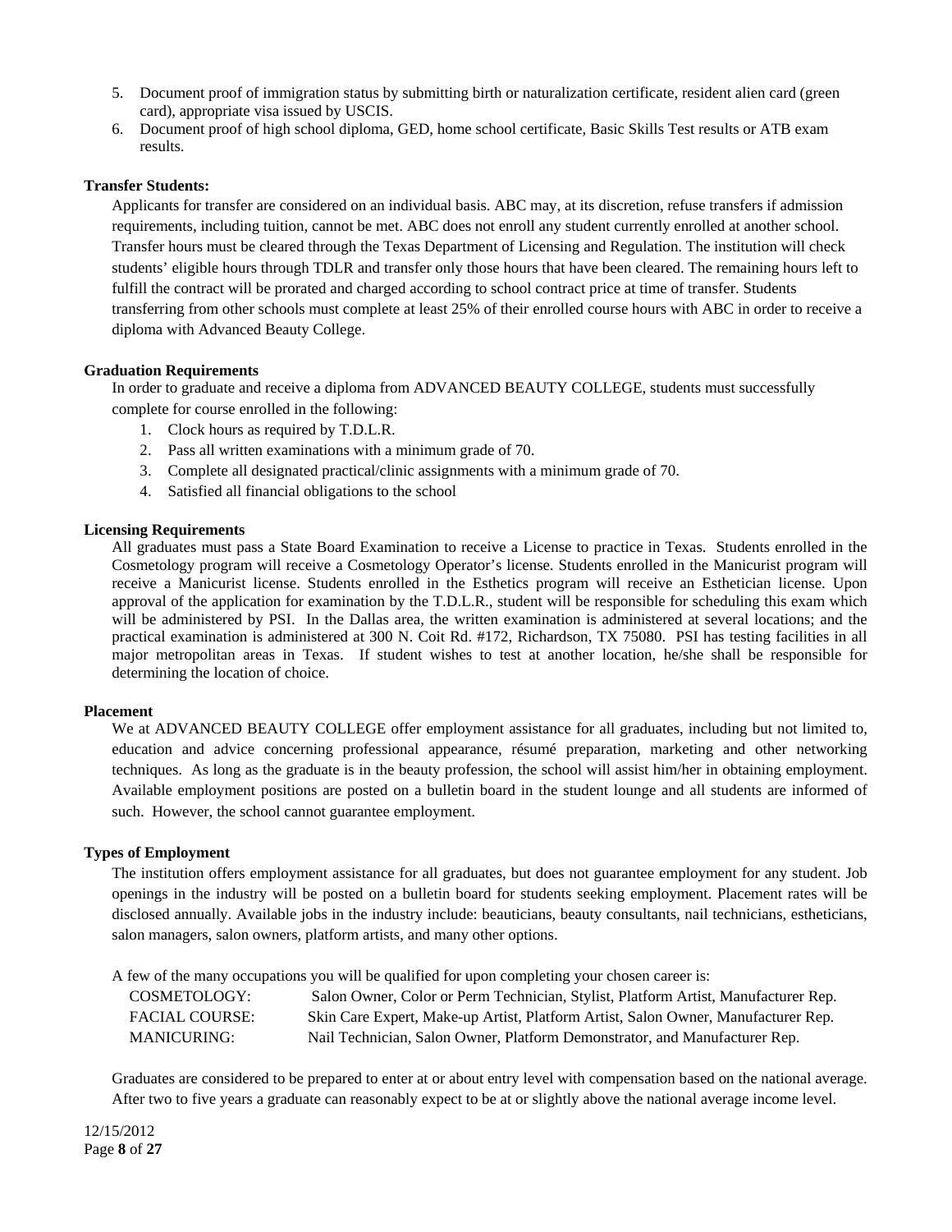5. Document proof of immigration status by submitting birth or naturalization certificate, resident alien card (green card), appropriate visa issued by USCIS.
6. Document proof of high school diploma, GED, home school certificate, Basic Skills Test results or ATB exam results.

**Transfer Students:**

Applicants for transfer are considered on an individual basis. ABC may, at its discretion, refuse transfers if admission requirements, including tuition, cannot be met. ABC does not enroll any student currently enrolled at another school. Transfer hours must be cleared through the Texas Department of Licensing and Regulation. The institution will check students' eligible hours through TDLR and transfer only those hours that have been cleared. The remaining hours left to fulfill the contract will be prorated and charged according to school contract price at time of transfer. Students transferring from other schools must complete at least 25% of their enrolled course hours with ABC in order to receive a diploma with Advanced Beauty College.

**Graduation Requirements**

In order to graduate and receive a diploma from ADVANCED BEAUTY COLLEGE, students must successfully complete for course enrolled in the following:

1. Clock hours as required by T.D.L.R.
2. Pass all written examinations with a minimum grade of 70.
3. Complete all designated practical/clinic assignments with a minimum grade of 70.
4. Satisfied all financial obligations to the school

**Licensing Requirements**

All graduates must pass a State Board Examination to receive a License to practice in Texas. Students enrolled in the Cosmetology program will receive a Cosmetology Operator's license. Students enrolled in the Manicurist program will receive a Manicurist license. Students enrolled in the Esthetics program will receive an Esthetician license. Upon approval of the application for examination by the T.D.L.R., student will be responsible for scheduling this exam which will be administered by PSI. In the Dallas area, the written examination is administered at several locations; and the practical examination is administered at 300 N. Coit Rd. #172, Richardson, TX 75080. PSI has testing facilities in all major metropolitan areas in Texas. If student wishes to test at another location, he/she shall be responsible for determining the location of choice.

**Placement**

We at ADVANCED BEAUTY COLLEGE offer employment assistance for all graduates, including but not limited to, education and advice concerning professional appearance, résumé preparation, marketing and other networking techniques. As long as the graduate is in the beauty profession, the school will assist him/her in obtaining employment. Available employment positions are posted on a bulletin board in the student lounge and all students are informed of such. However, the school cannot guarantee employment.

**Types of Employment**

The institution offers employment assistance for all graduates, but does not guarantee employment for any student. Job openings in the industry will be posted on a bulletin board for students seeking employment. Placement rates will be disclosed annually. Available jobs in the industry include: beauticians, beauty consultants, nail technicians, estheticians, salon managers, salon owners, platform artists, and many other options.

A few of the many occupations you will be qualified for upon completing your chosen career is:

| | |
|---|---|
| COSMETOLOGY: | Salon Owner, Color or Perm Technician, Stylist, Platform Artist, Manufacturer Rep. |
| FACIAL COURSE: | Skin Care Expert, Make-up Artist, Platform Artist, Salon Owner, Manufacturer Rep. |
| MANICURING: | Nail Technician, Salon Owner, Platform Demonstrator, and Manufacturer Rep. |

Graduates are considered to be prepared to enter at or about entry level with compensation based on the national average. After two to five years a graduate can reasonably expect to be at or slightly above the national average income level.

12/15/2012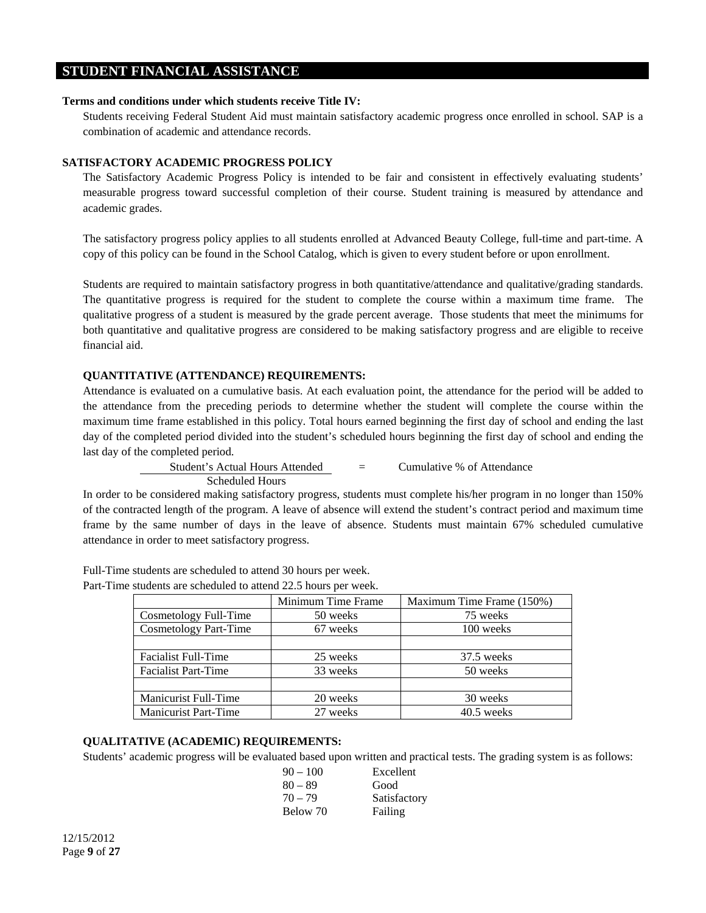## STUDENT FINANCIAL ASSISTANCE

**Terms and conditions under which students receive Title IV:**

Students receiving Federal Student Aid must maintain satisfactory academic progress once enrolled in school. SAP is a combination of academic and attendance records.

### SATISFACTORY ACADEMIC PROGRESS POLICY

The Satisfactory Academic Progress Policy is intended to be fair and consistent in effectively evaluating students' measurable progress toward successful completion of their course. Student training is measured by attendance and academic grades.

The satisfactory progress policy applies to all students enrolled at Advanced Beauty College, full-time and part-time. A copy of this policy can be found in the School Catalog, which is given to every student before or upon enrollment.

Students are required to maintain satisfactory progress in both quantitative/attendance and qualitative/grading standards. The quantitative progress is required for the student to complete the course within a maximum time frame. The qualitative progress of a student is measured by the grade percent average. Those students that meet the minimums for both quantitative and qualitative progress are considered to be making satisfactory progress and are eligible to receive financial aid.

#### QUANTITATIVE (ATTENDANCE) REQUIREMENTS:

Attendance is evaluated on a cumulative basis. At each evaluation point, the attendance for the period will be added to the attendance from the preceding periods to determine whether the student will complete the course within the maximum time frame established in this policy. Total hours earned beginning the first day of school and ending the last day of the completed period divided into the student's scheduled hours beginning the first day of school and ending the last day of the completed period.

$$\frac{\text{Student's Actual Hours Attended}}{\text{Scheduled Hours}} = \text{Cumulative \% of Attendance}$$

In order to be considered making satisfactory progress, students must complete his/her program in no longer than 150% of the contracted length of the program. A leave of absence will extend the student's contract period and maximum time frame by the same number of days in the leave of absence. Students must maintain 67% scheduled cumulative attendance in order to meet satisfactory progress.

Full-Time students are scheduled to attend 30 hours per week.
Part-Time students are scheduled to attend 22.5 hours per week.

| | Minimum Time Frame | Maximum Time Frame (150%) |
|---|---|---|
| Cosmetology Full-Time | 50 weeks | 75 weeks |
| Cosmetology Part-Time | 67 weeks | 100 weeks |
| | | |
| Facialist Full-Time | 25 weeks | 37.5 weeks |
| Facialist Part-Time | 33 weeks | 50 weeks |
| | | |
| Manicurist Full-Time | 20 weeks | 30 weeks |
| Manicurist Part-Time | 27 weeks | 40.5 weeks |

#### QUALITATIVE (ACADEMIC) REQUIREMENTS:

Students' academic progress will be evaluated based upon written and practical tests. The grading system is as follows:

| | |
|---|---|
| 90 – 100 | Excellent |
| 80 – 89 | Good |
| 70 – 79 | Satisfactory |
| Below 70 | Failing |

12/15/2012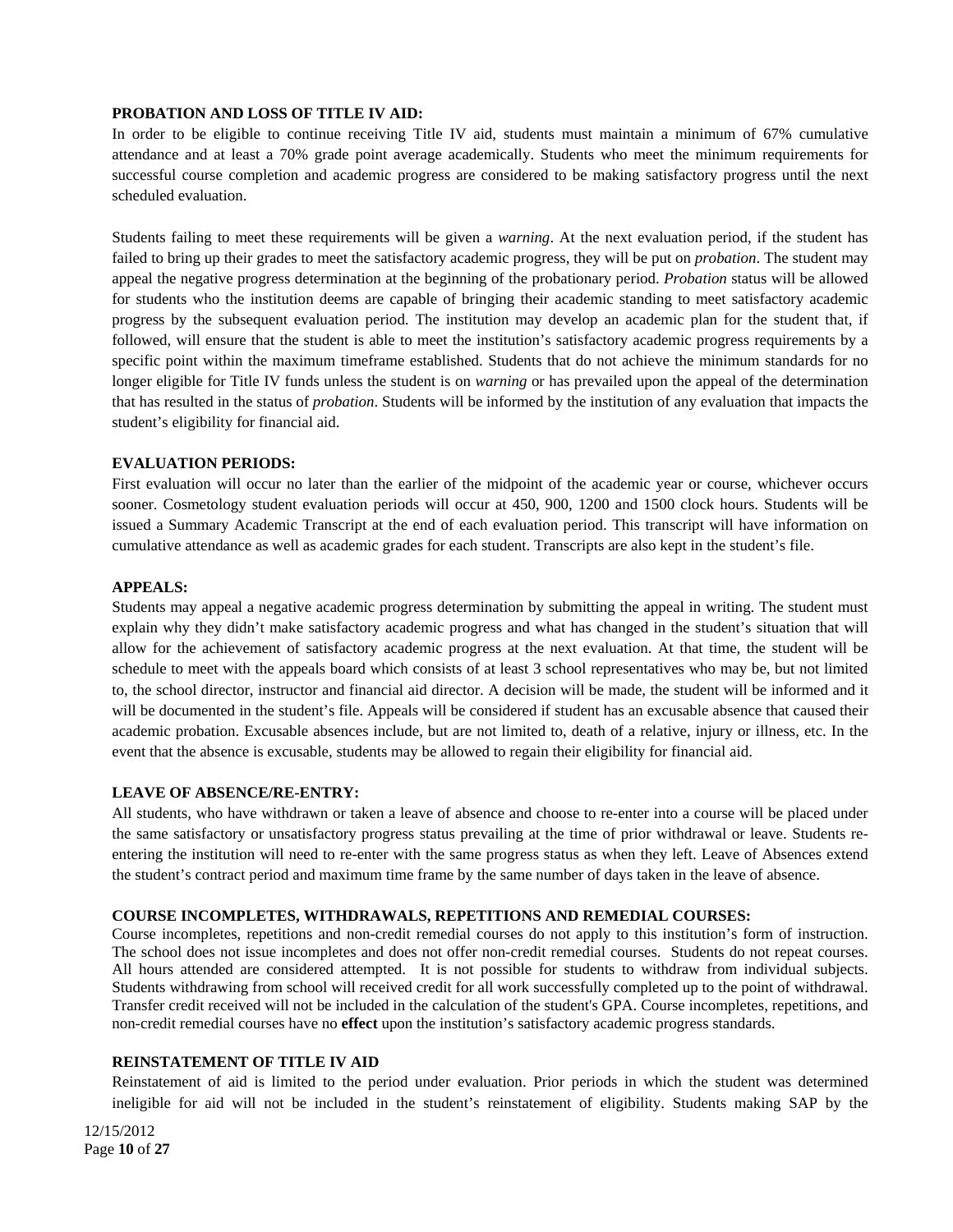**PROBATION AND LOSS OF TITLE IV AID:**

In order to be eligible to continue receiving Title IV aid, students must maintain a minimum of 67% cumulative attendance and at least a 70% grade point average academically. Students who meet the minimum requirements for successful course completion and academic progress are considered to be making satisfactory progress until the next scheduled evaluation.

Students failing to meet these requirements will be given a *warning*. At the next evaluation period, if the student has failed to bring up their grades to meet the satisfactory academic progress, they will be put on *probation*. The student may appeal the negative progress determination at the beginning of the probationary period. *Probation* status will be allowed for students who the institution deems are capable of bringing their academic standing to meet satisfactory academic progress by the subsequent evaluation period. The institution may develop an academic plan for the student that, if followed, will ensure that the student is able to meet the institution's satisfactory academic progress requirements by a specific point within the maximum timeframe established. Students that do not achieve the minimum standards for no longer eligible for Title IV funds unless the student is on *warning* or has prevailed upon the appeal of the determination that has resulted in the status of *probation*. Students will be informed by the institution of any evaluation that impacts the student's eligibility for financial aid.

**EVALUATION PERIODS:**

First evaluation will occur no later than the earlier of the midpoint of the academic year or course, whichever occurs sooner. Cosmetology student evaluation periods will occur at 450, 900, 1200 and 1500 clock hours. Students will be issued a Summary Academic Transcript at the end of each evaluation period. This transcript will have information on cumulative attendance as well as academic grades for each student. Transcripts are also kept in the student's file.

**APPEALS:**

Students may appeal a negative academic progress determination by submitting the appeal in writing. The student must explain why they didn't make satisfactory academic progress and what has changed in the student's situation that will allow for the achievement of satisfactory academic progress at the next evaluation. At that time, the student will be schedule to meet with the appeals board which consists of at least 3 school representatives who may be, but not limited to, the school director, instructor and financial aid director. A decision will be made, the student will be informed and it will be documented in the student's file. Appeals will be considered if student has an excusable absence that caused their academic probation. Excusable absences include, but are not limited to, death of a relative, injury or illness, etc. In the event that the absence is excusable, students may be allowed to regain their eligibility for financial aid.

**LEAVE OF ABSENCE/RE-ENTRY:**

All students, who have withdrawn or taken a leave of absence and choose to re-enter into a course will be placed under the same satisfactory or unsatisfactory progress status prevailing at the time of prior withdrawal or leave. Students re-entering the institution will need to re-enter with the same progress status as when they left. Leave of Absences extend the student's contract period and maximum time frame by the same number of days taken in the leave of absence.

**COURSE INCOMPLETES, WITHDRAWALS, REPETITIONS AND REMEDIAL COURSES:**

Course incompletes, repetitions and non-credit remedial courses do not apply to this institution's form of instruction. The school does not issue incompletes and does not offer non-credit remedial courses. Students do not repeat courses. All hours attended are considered attempted. It is not possible for students to withdraw from individual subjects. Students withdrawing from school will received credit for all work successfully completed up to the point of withdrawal. Transfer credit received will not be included in the calculation of the student's GPA. Course incompletes, repetitions, and non-credit remedial courses have no **effect** upon the institution's satisfactory academic progress standards.

**REINSTATEMENT OF TITLE IV AID**

Reinstatement of aid is limited to the period under evaluation. Prior periods in which the student was determined ineligible for aid will not be included in the student's reinstatement of eligibility. Students making SAP by the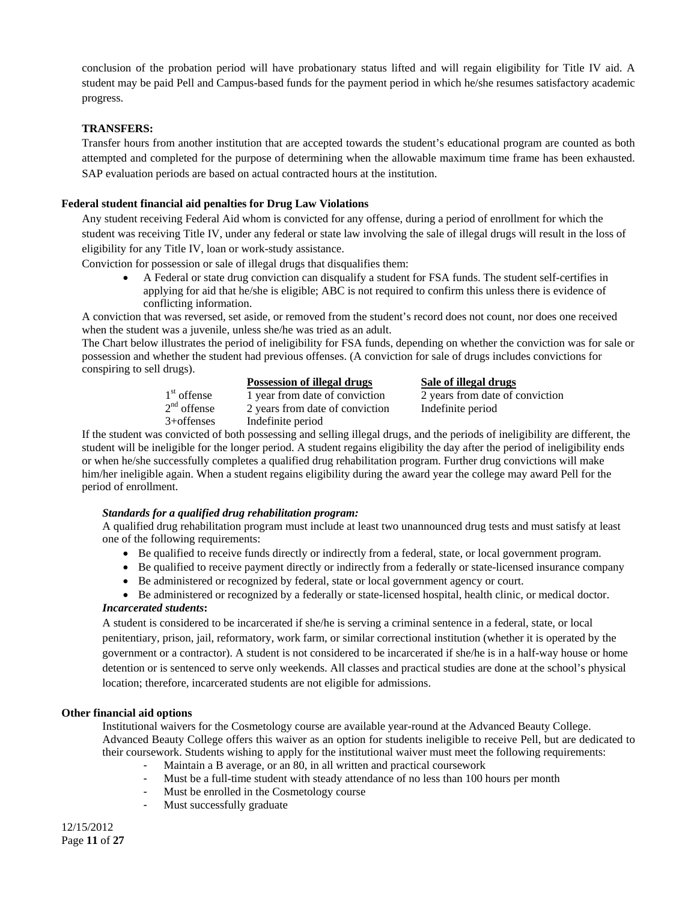conclusion of the probation period will have probationary status lifted and will regain eligibility for Title IV aid. A student may be paid Pell and Campus-based funds for the payment period in which he/she resumes satisfactory academic progress.

**TRANSFERS:**

Transfer hours from another institution that are accepted towards the student's educational program are counted as both attempted and completed for the purpose of determining when the allowable maximum time frame has been exhausted. SAP evaluation periods are based on actual contracted hours at the institution.

**Federal student financial aid penalties for Drug Law Violations**

Any student receiving Federal Aid whom is convicted for any offense, during a period of enrollment for which the student was receiving Title IV, under any federal or state law involving the sale of illegal drugs will result in the loss of eligibility for any Title IV, loan or work-study assistance.

Conviction for possession or sale of illegal drugs that disqualifies them:

- A Federal or state drug conviction can disqualify a student for FSA funds. The student self-certifies in applying for aid that he/she is eligible; ABC is not required to confirm this unless there is evidence of conflicting information.

A conviction that was reversed, set aside, or removed from the student's record does not count, nor does one received when the student was a juvenile, unless she/he was tried as an adult.

The Chart below illustrates the period of ineligibility for FSA funds, depending on whether the conviction was for sale or possession and whether the student had previous offenses. (A conviction for sale of drugs includes convictions for conspiring to sell drugs).

| | Possession of illegal drugs | Sale of illegal drugs |
|---|---|---|
| 1st offense | 1 year from date of conviction | 2 years from date of conviction |
| 2nd offense | 2 years from date of conviction | Indefinite period |
| 3+offenses | Indefinite period | |

If the student was convicted of both possessing and selling illegal drugs, and the periods of ineligibility are different, the student will be ineligible for the longer period. A student regains eligibility the day after the period of ineligibility ends or when he/she successfully completes a qualified drug rehabilitation program. Further drug convictions will make him/her ineligible again. When a student regains eligibility during the award year the college may award Pell for the period of enrollment.

***Standards for a qualified drug rehabilitation program:***

A qualified drug rehabilitation program must include at least two unannounced drug tests and must satisfy at least one of the following requirements:

- Be qualified to receive funds directly or indirectly from a federal, state, or local government program.
- Be qualified to receive payment directly or indirectly from a federally or state-licensed insurance company
- Be administered or recognized by federal, state or local government agency or court.
- Be administered or recognized by a federally or state-licensed hospital, health clinic, or medical doctor.

***Incarcerated students*:**

A student is considered to be incarcerated if she/he is serving a criminal sentence in a federal, state, or local penitentiary, prison, jail, reformatory, work farm, or similar correctional institution (whether it is operated by the government or a contractor). A student is not considered to be incarcerated if she/he is in a half-way house or home detention or is sentenced to serve only weekends. All classes and practical studies are done at the school's physical location; therefore, incarcerated students are not eligible for admissions.

**Other financial aid options**

Institutional waivers for the Cosmetology course are available year-round at the Advanced Beauty College. Advanced Beauty College offers this waiver as an option for students ineligible to receive Pell, but are dedicated to their coursework. Students wishing to apply for the institutional waiver must meet the following requirements:

- Maintain a B average, or an 80, in all written and practical coursework
- Must be a full-time student with steady attendance of no less than 100 hours per month
- Must be enrolled in the Cosmetology course
- Must successfully graduate

12/15/2012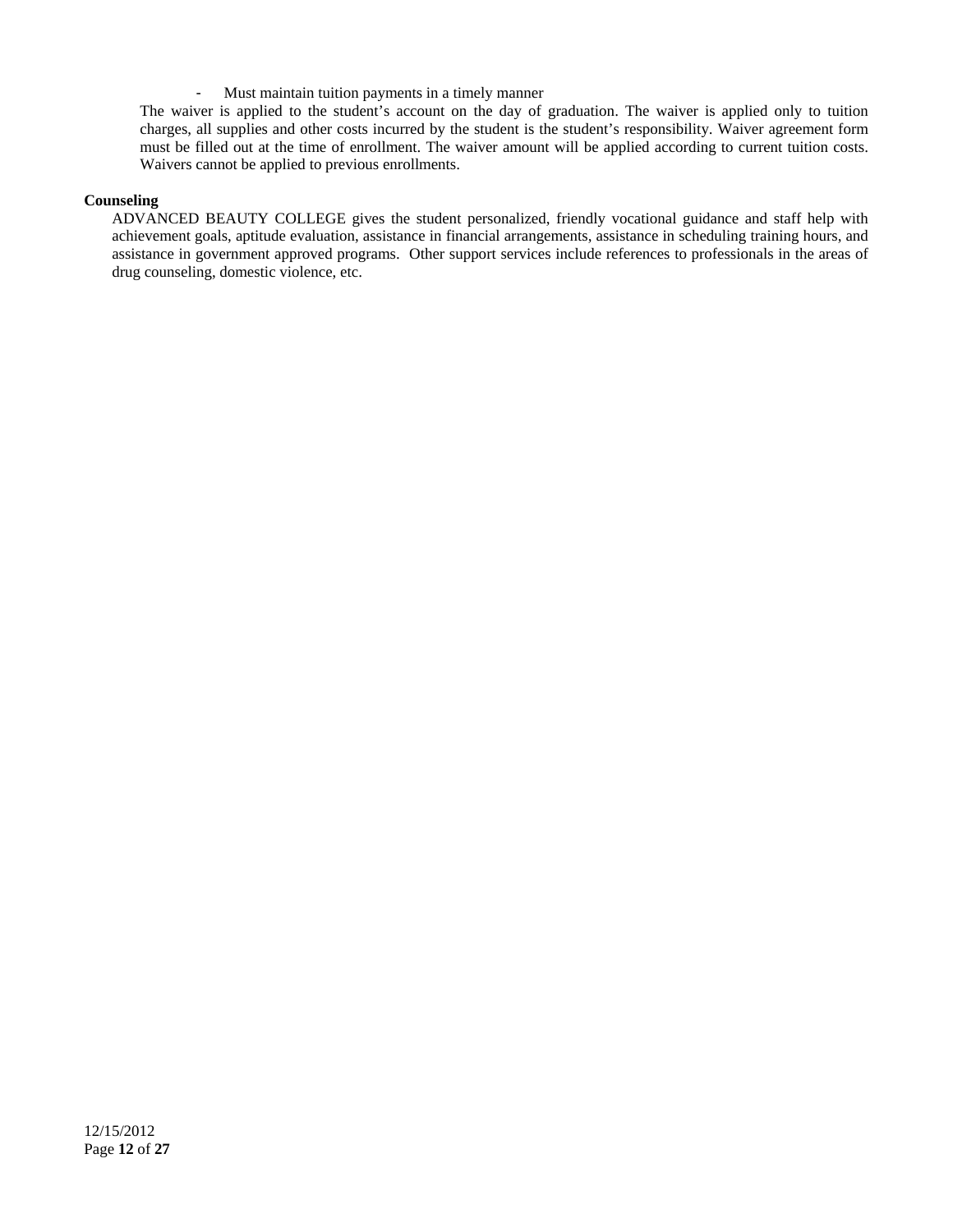- Must maintain tuition payments in a timely manner

The waiver is applied to the student's account on the day of graduation. The waiver is applied only to tuition charges, all supplies and other costs incurred by the student is the student's responsibility. Waiver agreement form must be filled out at the time of enrollment. The waiver amount will be applied according to current tuition costs. Waivers cannot be applied to previous enrollments.

**Counseling**

ADVANCED BEAUTY COLLEGE gives the student personalized, friendly vocational guidance and staff help with achievement goals, aptitude evaluation, assistance in financial arrangements, assistance in scheduling training hours, and assistance in government approved programs. Other support services include references to professionals in the areas of drug counseling, domestic violence, etc.

12/15/2012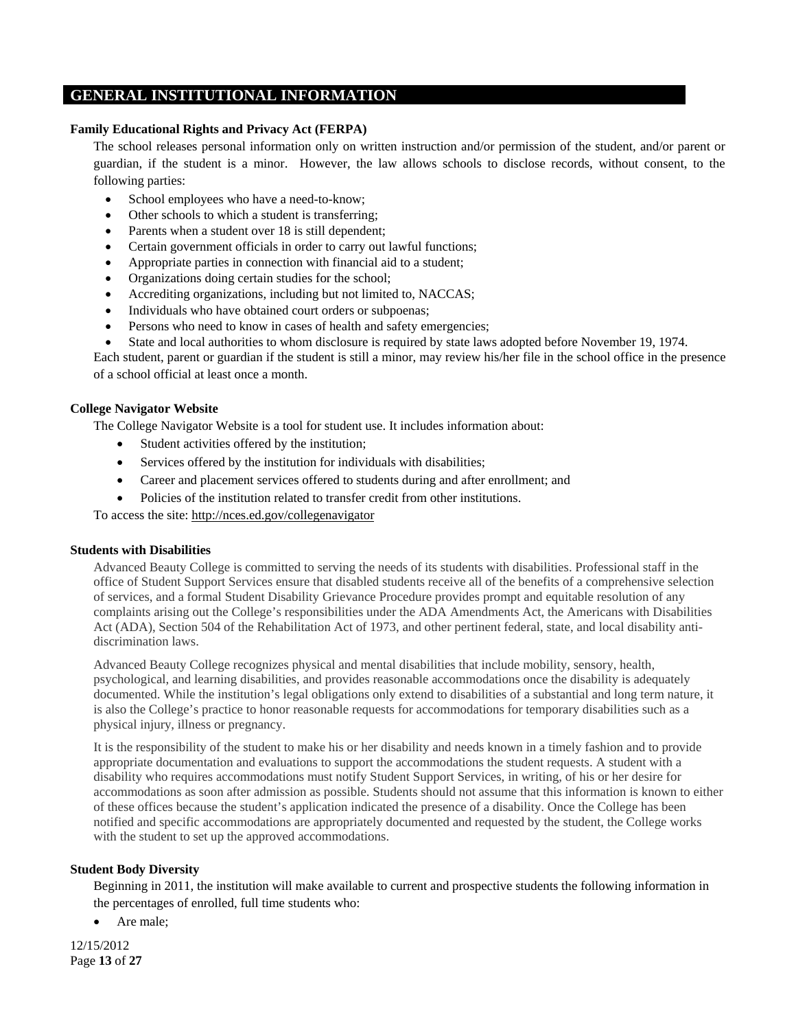## GENERAL INSTITUTIONAL INFORMATION

**Family Educational Rights and Privacy Act (FERPA)**

The school releases personal information only on written instruction and/or permission of the student, and/or parent or guardian, if the student is a minor. However, the law allows schools to disclose records, without consent, to the following parties:

- School employees who have a need-to-know;
- Other schools to which a student is transferring;
- Parents when a student over 18 is still dependent;
- Certain government officials in order to carry out lawful functions;
- Appropriate parties in connection with financial aid to a student;
- Organizations doing certain studies for the school;
- Accrediting organizations, including but not limited to, NACCAS;
- Individuals who have obtained court orders or subpoenas;
- Persons who need to know in cases of health and safety emergencies;
- State and local authorities to whom disclosure is required by state laws adopted before November 19, 1974.

Each student, parent or guardian if the student is still a minor, may review his/her file in the school office in the presence of a school official at least once a month.

**College Navigator Website**

The College Navigator Website is a tool for student use. It includes information about:

- Student activities offered by the institution;
- Services offered by the institution for individuals with disabilities;
- Career and placement services offered to students during and after enrollment; and
- Policies of the institution related to transfer credit from other institutions.

To access the site: http://nces.ed.gov/collegenavigator

**Students with Disabilities**

Advanced Beauty College is committed to serving the needs of its students with disabilities. Professional staff in the office of Student Support Services ensure that disabled students receive all of the benefits of a comprehensive selection of services, and a formal Student Disability Grievance Procedure provides prompt and equitable resolution of any complaints arising out the College's responsibilities under the ADA Amendments Act, the Americans with Disabilities Act (ADA), Section 504 of the Rehabilitation Act of 1973, and other pertinent federal, state, and local disability anti-discrimination laws.

Advanced Beauty College recognizes physical and mental disabilities that include mobility, sensory, health, psychological, and learning disabilities, and provides reasonable accommodations once the disability is adequately documented. While the institution's legal obligations only extend to disabilities of a substantial and long term nature, it is also the College's practice to honor reasonable requests for accommodations for temporary disabilities such as a physical injury, illness or pregnancy.

It is the responsibility of the student to make his or her disability and needs known in a timely fashion and to provide appropriate documentation and evaluations to support the accommodations the student requests. A student with a disability who requires accommodations must notify Student Support Services, in writing, of his or her desire for accommodations as soon after admission as possible. Students should not assume that this information is known to either of these offices because the student's application indicated the presence of a disability. Once the College has been notified and specific accommodations are appropriately documented and requested by the student, the College works with the student to set up the approved accommodations.

**Student Body Diversity**

Beginning in 2011, the institution will make available to current and prospective students the following information in the percentages of enrolled, full time students who:

- Are male;

12/15/2012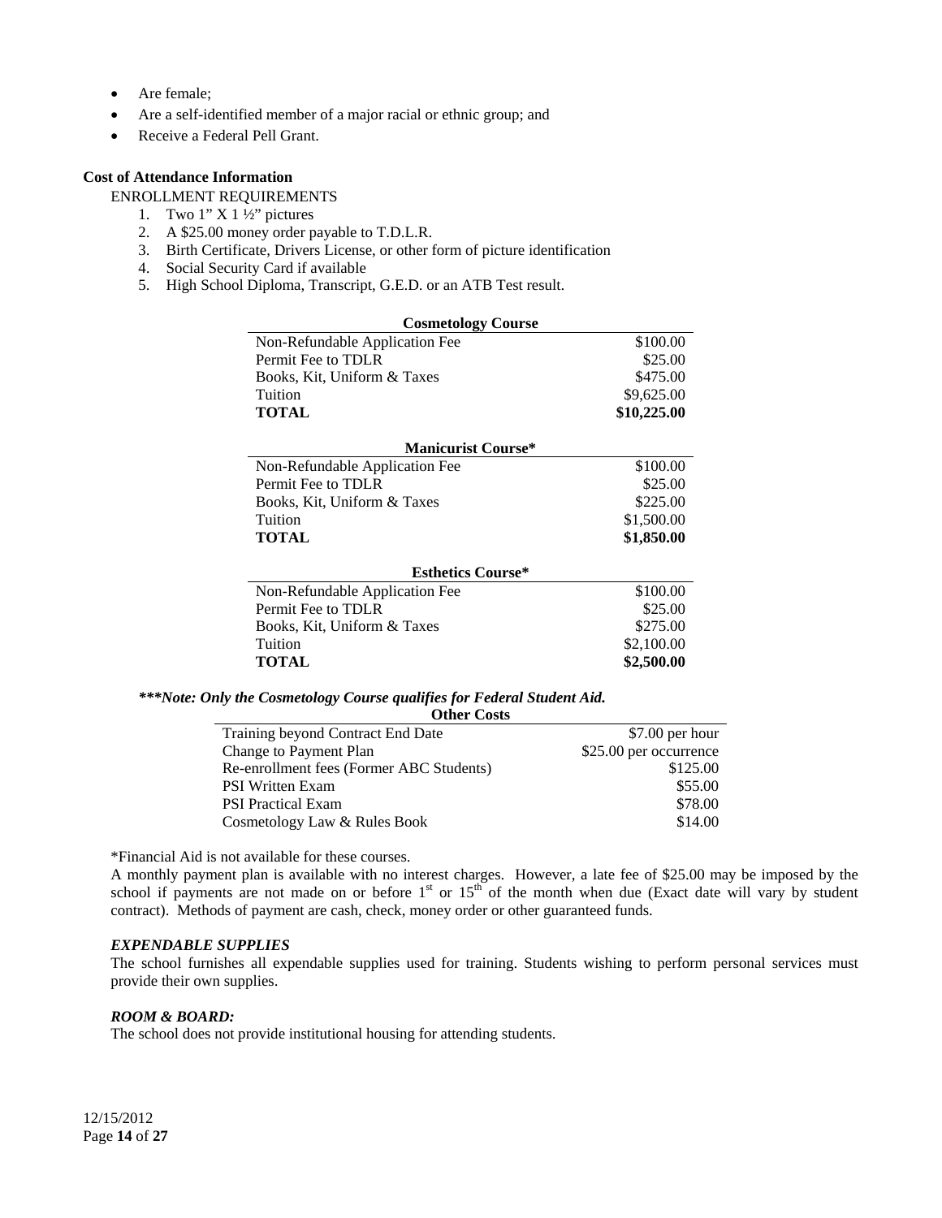- Are female;
- Are a self-identified member of a major racial or ethnic group; and
- Receive a Federal Pell Grant.

**Cost of Attendance Information**

ENROLLMENT REQUIREMENTS

1. Two 1" X 1 ½" pictures
2. A $25.00 money order payable to T.D.L.R.
3. Birth Certificate, Drivers License, or other form of picture identification
4. Social Security Card if available
5. High School Diploma, Transcript, G.E.D. or an ATB Test result.

| **Cosmetology Course** | |
|---|---|
| Non-Refundable Application Fee | $100.00 |
| Permit Fee to TDLR | $25.00 |
| Books, Kit, Uniform & Taxes | $475.00 |
| Tuition | $9,625.00 |
| **TOTAL** | **$10,225.00** |

| **Manicurist Course*** | |
|---|---|
| Non-Refundable Application Fee | $100.00 |
| Permit Fee to TDLR | $25.00 |
| Books, Kit, Uniform & Taxes | $225.00 |
| Tuition | $1,500.00 |
| **TOTAL** | **$1,850.00** |

| **Esthetics Course*** | |
|---|---|
| Non-Refundable Application Fee | $100.00 |
| Permit Fee to TDLR | $25.00 |
| Books, Kit, Uniform & Taxes | $275.00 |
| Tuition | $2,100.00 |
| **TOTAL** | **$2,500.00** |

***\*\*\*Note: Only the Cosmetology Course qualifies for Federal Student Aid.***

| **Other Costs** | |
|---|---|
| Training beyond Contract End Date | $7.00 per hour |
| Change to Payment Plan | $25.00 per occurrence |
| Re-enrollment fees (Former ABC Students) | $125.00 |
| PSI Written Exam | $55.00 |
| PSI Practical Exam | $78.00 |
| Cosmetology Law & Rules Book | $14.00 |

*Financial Aid is not available for these courses.

A monthly payment plan is available with no interest charges. However, a late fee of $25.00 may be imposed by the school if payments are not made on or before 1st or 15th of the month when due (Exact date will vary by student contract). Methods of payment are cash, check, money order or other guaranteed funds.

***EXPENDABLE SUPPLIES***

The school furnishes all expendable supplies used for training. Students wishing to perform personal services must provide their own supplies.

***ROOM & BOARD:***

The school does not provide institutional housing for attending students.

12/15/2012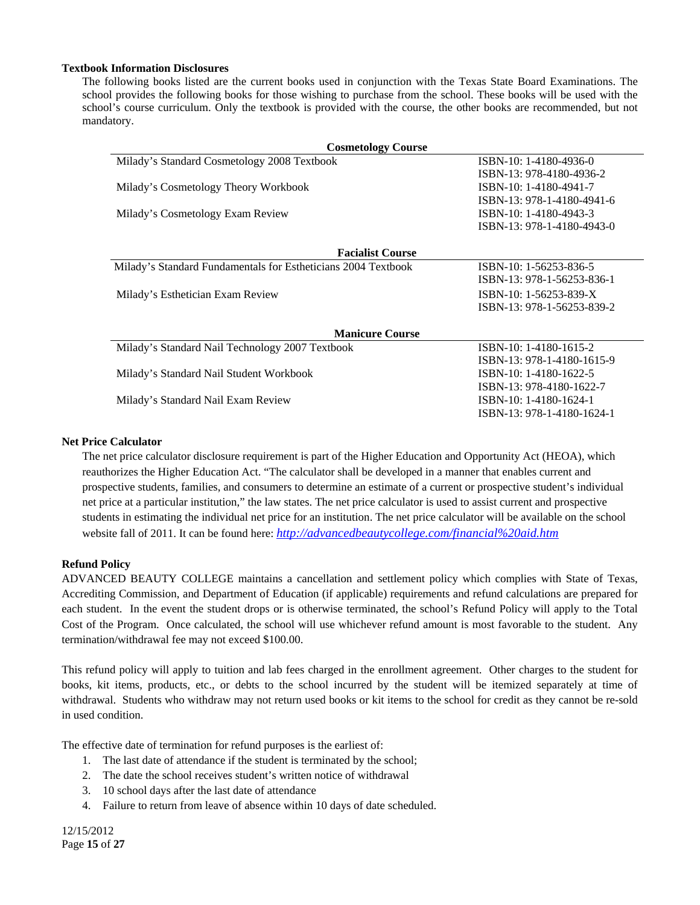### Textbook Information Disclosures

The following books listed are the current books used in conjunction with the Texas State Board Examinations. The school provides the following books for those wishing to purchase from the school. These books will be used with the school's course curriculum. Only the textbook is provided with the course, the other books are recommended, but not mandatory.

| Cosmetology Course | |
|---|---|
| Milady's Standard Cosmetology 2008 Textbook | ISBN-10: 1-4180-4936-0<br>ISBN-13: 978-4180-4936-2 |
| Milady's Cosmetology Theory Workbook | ISBN-10: 1-4180-4941-7<br>ISBN-13: 978-1-4180-4941-6 |
| Milady's Cosmetology Exam Review | ISBN-10: 1-4180-4943-3<br>ISBN-13: 978-1-4180-4943-0 |

| Facialist Course | |
|---|---|
| Milady's Standard Fundamentals for Estheticians 2004 Textbook | ISBN-10: 1-56253-836-5<br>ISBN-13: 978-1-56253-836-1 |
| Milady's Esthetician Exam Review | ISBN-10: 1-56253-839-X<br>ISBN-13: 978-1-56253-839-2 |

| Manicure Course | |
|---|---|
| Milady's Standard Nail Technology 2007 Textbook | ISBN-10: 1-4180-1615-2<br>ISBN-13: 978-1-4180-1615-9 |
| Milady's Standard Nail Student Workbook | ISBN-10: 1-4180-1622-5<br>ISBN-13: 978-4180-1622-7 |
| Milady's Standard Nail Exam Review | ISBN-10: 1-4180-1624-1<br>ISBN-13: 978-1-4180-1624-1 |

### Net Price Calculator

The net price calculator disclosure requirement is part of the Higher Education and Opportunity Act (HEOA), which reauthorizes the Higher Education Act. "The calculator shall be developed in a manner that enables current and prospective students, families, and consumers to determine an estimate of a current or prospective student's individual net price at a particular institution," the law states. The net price calculator is used to assist current and prospective students in estimating the individual net price for an institution. The net price calculator will be available on the school website fall of 2011. It can be found here: *http://advancedbeautycollege.com/financial%20aid.htm*

### Refund Policy

ADVANCED BEAUTY COLLEGE maintains a cancellation and settlement policy which complies with State of Texas, Accrediting Commission, and Department of Education (if applicable) requirements and refund calculations are prepared for each student. In the event the student drops or is otherwise terminated, the school's Refund Policy will apply to the Total Cost of the Program. Once calculated, the school will use whichever refund amount is most favorable to the student. Any termination/withdrawal fee may not exceed $100.00.

This refund policy will apply to tuition and lab fees charged in the enrollment agreement. Other charges to the student for books, kit items, products, etc., or debts to the school incurred by the student will be itemized separately at time of withdrawal. Students who withdraw may not return used books or kit items to the school for credit as they cannot be re-sold in used condition.

The effective date of termination for refund purposes is the earliest of:

1. The last date of attendance if the student is terminated by the school;
2. The date the school receives student's written notice of withdrawal
3. 10 school days after the last date of attendance
4. Failure to return from leave of absence within 10 days of date scheduled.

12/15/2012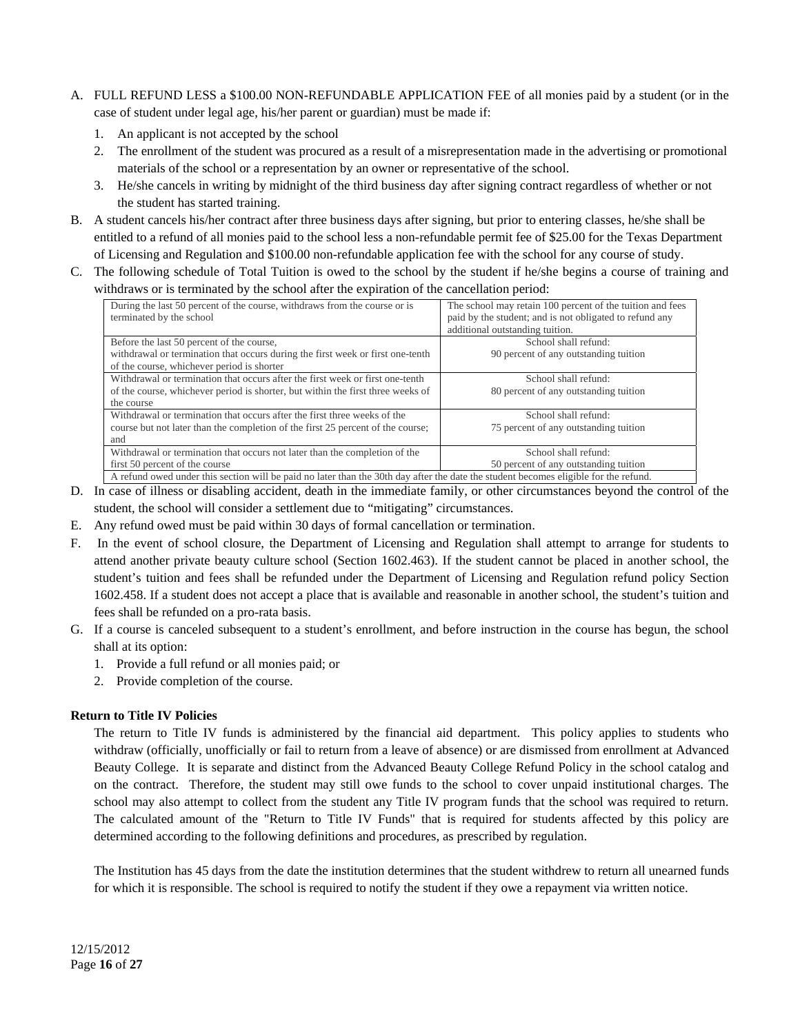A. FULL REFUND LESS a $100.00 NON-REFUNDABLE APPLICATION FEE of all monies paid by a student (or in the case of student under legal age, his/her parent or guardian) must be made if:
   1. An applicant is not accepted by the school
   2. The enrollment of the student was procured as a result of a misrepresentation made in the advertising or promotional materials of the school or a representation by an owner or representative of the school.
   3. He/she cancels in writing by midnight of the third business day after signing contract regardless of whether or not the student has started training.
B. A student cancels his/her contract after three business days after signing, but prior to entering classes, he/she shall be entitled to a refund of all monies paid to the school less a non-refundable permit fee of $25.00 for the Texas Department of Licensing and Regulation and $100.00 non-refundable application fee with the school for any course of study.
C. The following schedule of Total Tuition is owed to the school by the student if he/she begins a course of training and withdraws or is terminated by the school after the expiration of the cancellation period:

| | |
|---|---|
| During the last 50 percent of the course, withdraws from the course or is terminated by the school | The school may retain 100 percent of the tuition and fees paid by the student; and is not obligated to refund any additional outstanding tuition. |
| Before the last 50 percent of the course, withdrawal or termination that occurs during the first week or first one-tenth of the course, whichever period is shorter | School shall refund: 90 percent of any outstanding tuition |
| Withdrawal or termination that occurs after the first week or first one-tenth of the course, whichever period is shorter, but within the first three weeks of the course | School shall refund: 80 percent of any outstanding tuition |
| Withdrawal or termination that occurs after the first three weeks of the course but not later than the completion of the first 25 percent of the course; and | School shall refund: 75 percent of any outstanding tuition |
| Withdrawal or termination that occurs not later than the completion of the first 50 percent of the course | School shall refund: 50 percent of any outstanding tuition |
| A refund owed under this section will be paid no later than the 30th day after the date the student becomes eligible for the refund. | |

D. In case of illness or disabling accident, death in the immediate family, or other circumstances beyond the control of the student, the school will consider a settlement due to "mitigating" circumstances.
E. Any refund owed must be paid within 30 days of formal cancellation or termination.
F. In the event of school closure, the Department of Licensing and Regulation shall attempt to arrange for students to attend another private beauty culture school (Section 1602.463). If the student cannot be placed in another school, the student's tuition and fees shall be refunded under the Department of Licensing and Regulation refund policy Section 1602.458. If a student does not accept a place that is available and reasonable in another school, the student's tuition and fees shall be refunded on a pro-rata basis.
G. If a course is canceled subsequent to a student's enrollment, and before instruction in the course has begun, the school shall at its option:
   1. Provide a full refund or all monies paid; or
   2. Provide completion of the course.

**Return to Title IV Policies**

The return to Title IV funds is administered by the financial aid department. This policy applies to students who withdraw (officially, unofficially or fail to return from a leave of absence) or are dismissed from enrollment at Advanced Beauty College. It is separate and distinct from the Advanced Beauty College Refund Policy in the school catalog and on the contract. Therefore, the student may still owe funds to the school to cover unpaid institutional charges. The school may also attempt to collect from the student any Title IV program funds that the school was required to return. The calculated amount of the "Return to Title IV Funds" that is required for students affected by this policy are determined according to the following definitions and procedures, as prescribed by regulation.

The Institution has 45 days from the date the institution determines that the student withdrew to return all unearned funds for which it is responsible. The school is required to notify the student if they owe a repayment via written notice.

12/15/2012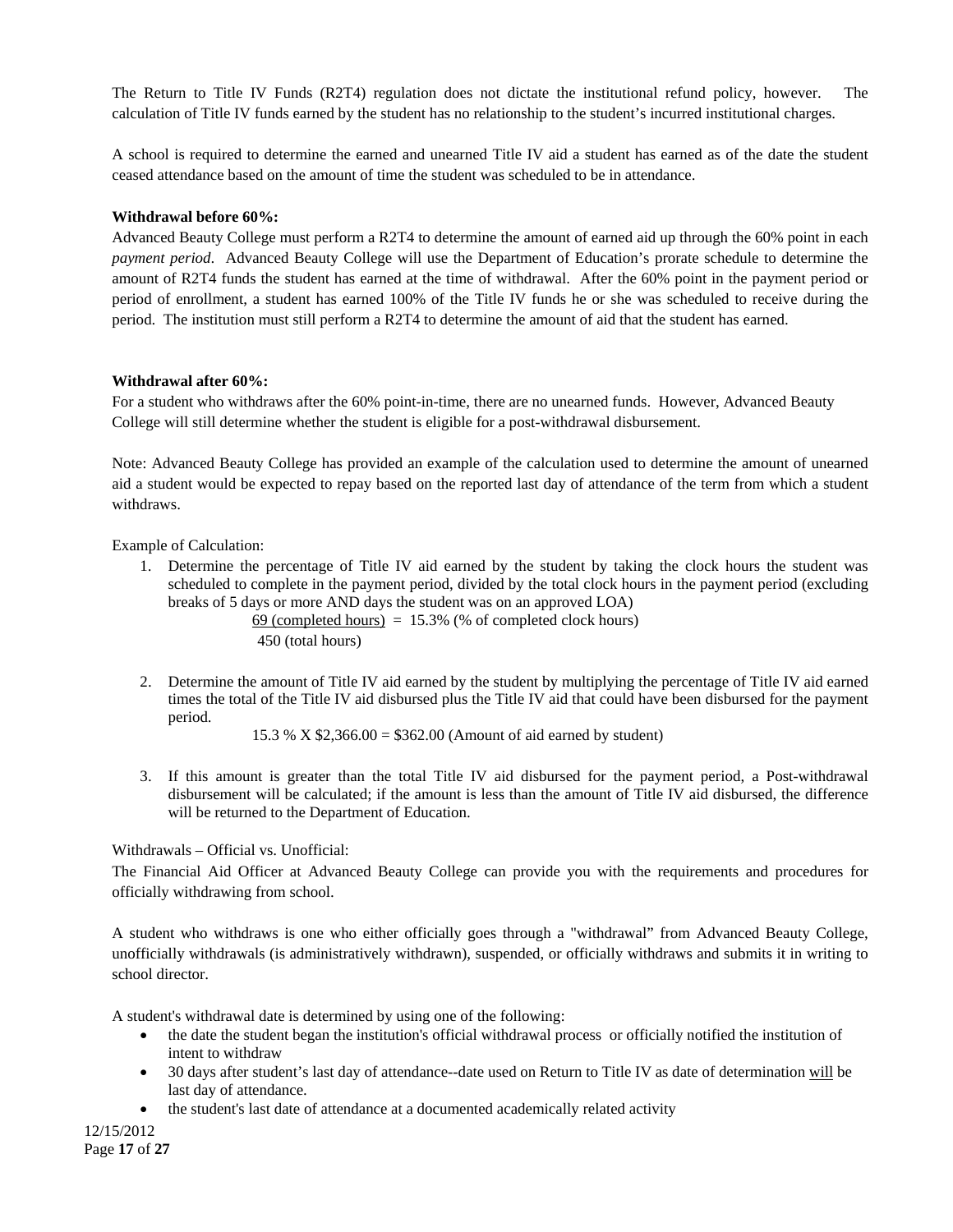The Return to Title IV Funds (R2T4) regulation does not dictate the institutional refund policy, however. The calculation of Title IV funds earned by the student has no relationship to the student's incurred institutional charges.

A school is required to determine the earned and unearned Title IV aid a student has earned as of the date the student ceased attendance based on the amount of time the student was scheduled to be in attendance.

**Withdrawal before 60%:**

Advanced Beauty College must perform a R2T4 to determine the amount of earned aid up through the 60% point in each *payment period*. Advanced Beauty College will use the Department of Education's prorate schedule to determine the amount of R2T4 funds the student has earned at the time of withdrawal. After the 60% point in the payment period or period of enrollment, a student has earned 100% of the Title IV funds he or she was scheduled to receive during the period. The institution must still perform a R2T4 to determine the amount of aid that the student has earned.

**Withdrawal after 60%:**

For a student who withdraws after the 60% point-in-time, there are no unearned funds. However, Advanced Beauty College will still determine whether the student is eligible for a post-withdrawal disbursement.

Note: Advanced Beauty College has provided an example of the calculation used to determine the amount of unearned aid a student would be expected to repay based on the reported last day of attendance of the term from which a student withdraws.

Example of Calculation:

1. Determine the percentage of Title IV aid earned by the student by taking the clock hours the student was scheduled to complete in the payment period, divided by the total clock hours in the payment period (excluding breaks of 5 days or more AND days the student was on an approved LOA)

   $$\frac{69 \text{ (completed hours)}}{450 \text{ (total hours)}} = 15.3\% \text{ (\% of completed clock hours)}$$

2. Determine the amount of Title IV aid earned by the student by multiplying the percentage of Title IV aid earned times the total of the Title IV aid disbursed plus the Title IV aid that could have been disbursed for the payment period.

   15.3 % X $2,366.00 = $362.00 (Amount of aid earned by student)

3. If this amount is greater than the total Title IV aid disbursed for the payment period, a Post-withdrawal disbursement will be calculated; if the amount is less than the amount of Title IV aid disbursed, the difference will be returned to the Department of Education.

Withdrawals – Official vs. Unofficial:

The Financial Aid Officer at Advanced Beauty College can provide you with the requirements and procedures for officially withdrawing from school.

A student who withdraws is one who either officially goes through a "withdrawal" from Advanced Beauty College, unofficially withdrawals (is administratively withdrawn), suspended, or officially withdraws and submits it in writing to school director.

A student's withdrawal date is determined by using one of the following:

- the date the student began the institution's official withdrawal process or officially notified the institution of intent to withdraw
- 30 days after student's last day of attendance--date used on Return to Title IV as date of determination <u>will</u> be last day of attendance.
- the student's last date of attendance at a documented academically related activity

12/15/2012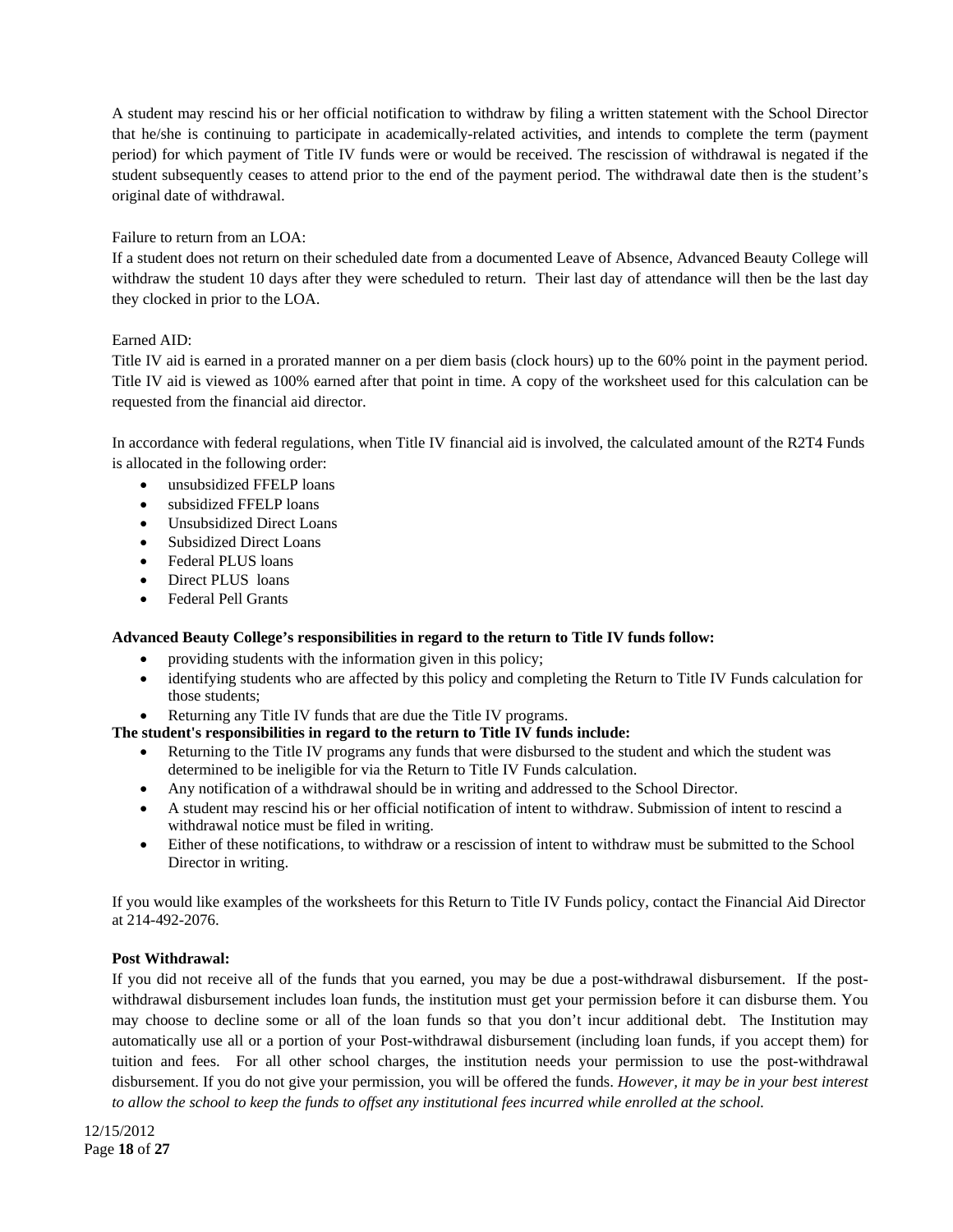A student may rescind his or her official notification to withdraw by filing a written statement with the School Director that he/she is continuing to participate in academically-related activities, and intends to complete the term (payment period) for which payment of Title IV funds were or would be received. The rescission of withdrawal is negated if the student subsequently ceases to attend prior to the end of the payment period. The withdrawal date then is the student's original date of withdrawal.

Failure to return from an LOA:

If a student does not return on their scheduled date from a documented Leave of Absence, Advanced Beauty College will withdraw the student 10 days after they were scheduled to return. Their last day of attendance will then be the last day they clocked in prior to the LOA.

Earned AID:

Title IV aid is earned in a prorated manner on a per diem basis (clock hours) up to the 60% point in the payment period. Title IV aid is viewed as 100% earned after that point in time. A copy of the worksheet used for this calculation can be requested from the financial aid director.

In accordance with federal regulations, when Title IV financial aid is involved, the calculated amount of the R2T4 Funds is allocated in the following order:

- unsubsidized FFELP loans
- subsidized FFELP loans
- Unsubsidized Direct Loans
- Subsidized Direct Loans
- Federal PLUS loans
- Direct PLUS loans
- Federal Pell Grants

**Advanced Beauty College's responsibilities in regard to the return to Title IV funds follow:**

- providing students with the information given in this policy;
- identifying students who are affected by this policy and completing the Return to Title IV Funds calculation for those students;
- Returning any Title IV funds that are due the Title IV programs.

**The student's responsibilities in regard to the return to Title IV funds include:**

- Returning to the Title IV programs any funds that were disbursed to the student and which the student was determined to be ineligible for via the Return to Title IV Funds calculation.
- Any notification of a withdrawal should be in writing and addressed to the School Director.
- A student may rescind his or her official notification of intent to withdraw. Submission of intent to rescind a withdrawal notice must be filed in writing.
- Either of these notifications, to withdraw or a rescission of intent to withdraw must be submitted to the School Director in writing.

If you would like examples of the worksheets for this Return to Title IV Funds policy, contact the Financial Aid Director at 214-492-2076.

**Post Withdrawal:**

If you did not receive all of the funds that you earned, you may be due a post-withdrawal disbursement. If the post-withdrawal disbursement includes loan funds, the institution must get your permission before it can disburse them. You may choose to decline some or all of the loan funds so that you don't incur additional debt. The Institution may automatically use all or a portion of your Post-withdrawal disbursement (including loan funds, if you accept them) for tuition and fees. For all other school charges, the institution needs your permission to use the post-withdrawal disbursement. If you do not give your permission, you will be offered the funds. *However, it may be in your best interest to allow the school to keep the funds to offset any institutional fees incurred while enrolled at the school.*

12/15/2012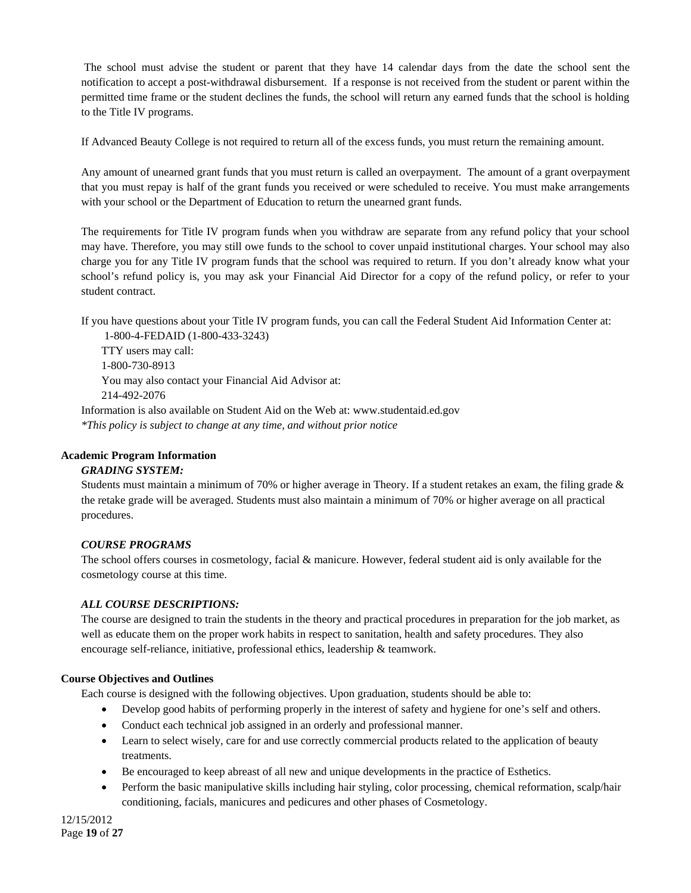The school must advise the student or parent that they have 14 calendar days from the date the school sent the notification to accept a post-withdrawal disbursement. If a response is not received from the student or parent within the permitted time frame or the student declines the funds, the school will return any earned funds that the school is holding to the Title IV programs.

If Advanced Beauty College is not required to return all of the excess funds, you must return the remaining amount.

Any amount of unearned grant funds that you must return is called an overpayment. The amount of a grant overpayment that you must repay is half of the grant funds you received or were scheduled to receive. You must make arrangements with your school or the Department of Education to return the unearned grant funds.

The requirements for Title IV program funds when you withdraw are separate from any refund policy that your school may have. Therefore, you may still owe funds to the school to cover unpaid institutional charges. Your school may also charge you for any Title IV program funds that the school was required to return. If you don't already know what your school's refund policy is, you may ask your Financial Aid Director for a copy of the refund policy, or refer to your student contract.

If you have questions about your Title IV program funds, you can call the Federal Student Aid Information Center at:

1-800-4-FEDAID (1-800-433-3243)
TTY users may call:
1-800-730-8913
You may also contact your Financial Aid Advisor at:
214-492-2076

Information is also available on Student Aid on the Web at: www.studentaid.ed.gov
*This policy is subject to change at any time, and without prior notice*

**Academic Program Information**

***GRADING SYSTEM:***

Students must maintain a minimum of 70% or higher average in Theory. If a student retakes an exam, the filing grade & the retake grade will be averaged. Students must also maintain a minimum of 70% or higher average on all practical procedures.

***COURSE PROGRAMS***

The school offers courses in cosmetology, facial & manicure. However, federal student aid is only available for the cosmetology course at this time.

***ALL COURSE DESCRIPTIONS:***

The course are designed to train the students in the theory and practical procedures in preparation for the job market, as well as educate them on the proper work habits in respect to sanitation, health and safety procedures. They also encourage self-reliance, initiative, professional ethics, leadership & teamwork.

**Course Objectives and Outlines**

Each course is designed with the following objectives. Upon graduation, students should be able to:

- Develop good habits of performing properly in the interest of safety and hygiene for one's self and others.
- Conduct each technical job assigned in an orderly and professional manner.
- Learn to select wisely, care for and use correctly commercial products related to the application of beauty treatments.
- Be encouraged to keep abreast of all new and unique developments in the practice of Esthetics.
- Perform the basic manipulative skills including hair styling, color processing, chemical reformation, scalp/hair conditioning, facials, manicures and pedicures and other phases of Cosmetology.

12/15/2012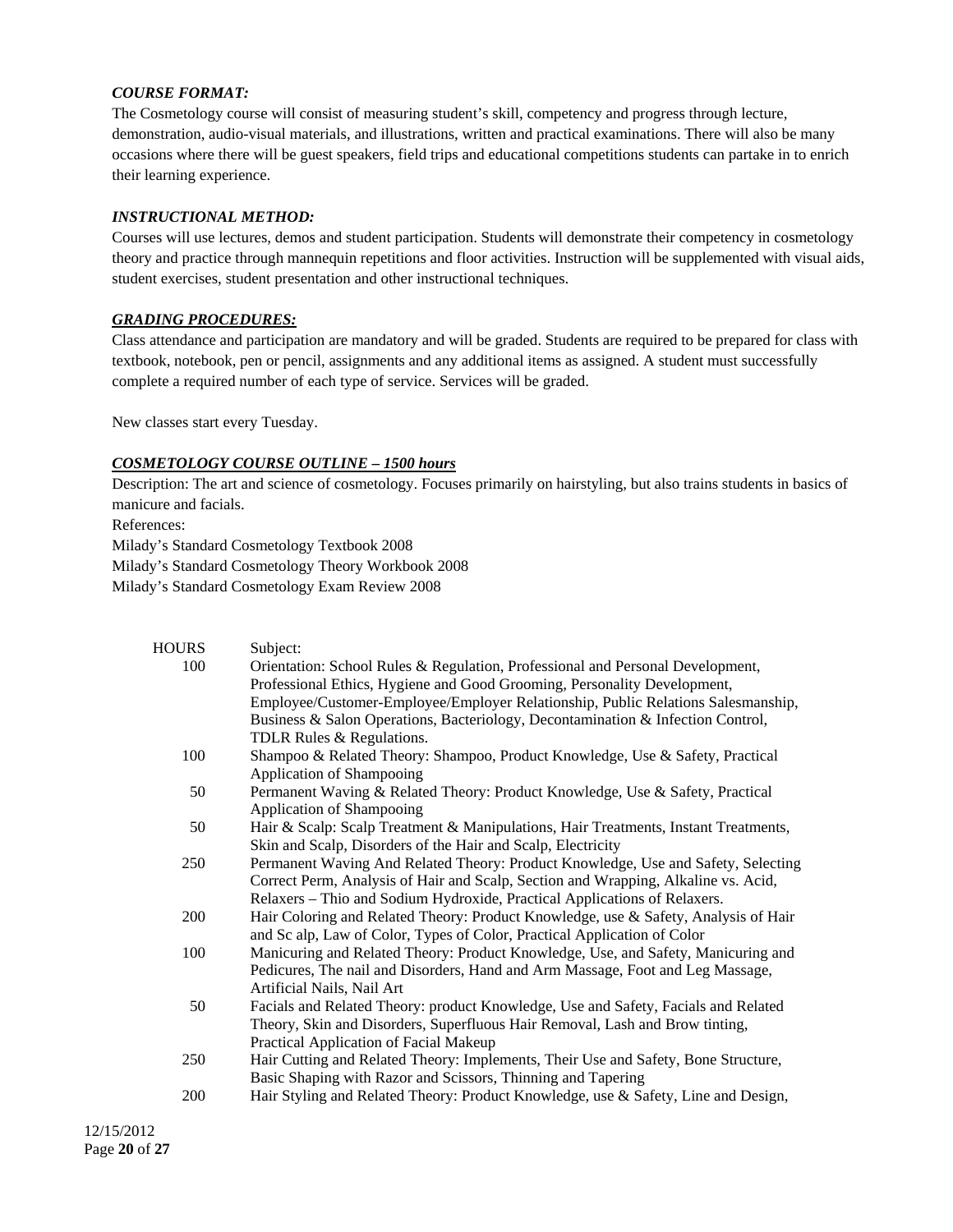### *COURSE FORMAT:*

The Cosmetology course will consist of measuring student's skill, competency and progress through lecture, demonstration, audio-visual materials, and illustrations, written and practical examinations. There will also be many occasions where there will be guest speakers, field trips and educational competitions students can partake in to enrich their learning experience.

### *INSTRUCTIONAL METHOD:*

Courses will use lectures, demos and student participation. Students will demonstrate their competency in cosmetology theory and practice through mannequin repetitions and floor activities. Instruction will be supplemented with visual aids, student exercises, student presentation and other instructional techniques.

### ***GRADING PROCEDURES:***

Class attendance and participation are mandatory and will be graded. Students are required to be prepared for class with textbook, notebook, pen or pencil, assignments and any additional items as assigned. A student must successfully complete a required number of each type of service. Services will be graded.

New classes start every Tuesday.

### ***COSMETOLOGY COURSE OUTLINE – 1500 hours***

Description: The art and science of cosmetology. Focuses primarily on hairstyling, but also trains students in basics of manicure and facials.

References:
Milady's Standard Cosmetology Textbook 2008
Milady's Standard Cosmetology Theory Workbook 2008
Milady's Standard Cosmetology Exam Review 2008

| HOURS | Subject: |
|---|---|
| 100 | Orientation: School Rules & Regulation, Professional and Personal Development, Professional Ethics, Hygiene and Good Grooming, Personality Development, Employee/Customer-Employee/Employer Relationship, Public Relations Salesmanship, Business & Salon Operations, Bacteriology, Decontamination & Infection Control, TDLR Rules & Regulations. |
| 100 | Shampoo & Related Theory: Shampoo, Product Knowledge, Use & Safety, Practical Application of Shampooing |
| 50 | Permanent Waving & Related Theory: Product Knowledge, Use & Safety, Practical Application of Shampooing |
| 50 | Hair & Scalp: Scalp Treatment & Manipulations, Hair Treatments, Instant Treatments, Skin and Scalp, Disorders of the Hair and Scalp, Electricity |
| 250 | Permanent Waving And Related Theory: Product Knowledge, Use and Safety, Selecting Correct Perm, Analysis of Hair and Scalp, Section and Wrapping, Alkaline vs. Acid, Relaxers – Thio and Sodium Hydroxide, Practical Applications of Relaxers. |
| 200 | Hair Coloring and Related Theory: Product Knowledge, use & Safety, Analysis of Hair and Sc alp, Law of Color, Types of Color, Practical Application of Color |
| 100 | Manicuring and Related Theory: Product Knowledge, Use, and Safety, Manicuring and Pedicures, The nail and Disorders, Hand and Arm Massage, Foot and Leg Massage, Artificial Nails, Nail Art |
| 50 | Facials and Related Theory: product Knowledge, Use and Safety, Facials and Related Theory, Skin and Disorders, Superfluous Hair Removal, Lash and Brow tinting, Practical Application of Facial Makeup |
| 250 | Hair Cutting and Related Theory: Implements, Their Use and Safety, Bone Structure, Basic Shaping with Razor and Scissors, Thinning and Tapering |
| 200 | Hair Styling and Related Theory: Product Knowledge, use & Safety, Line and Design, |

12/15/2012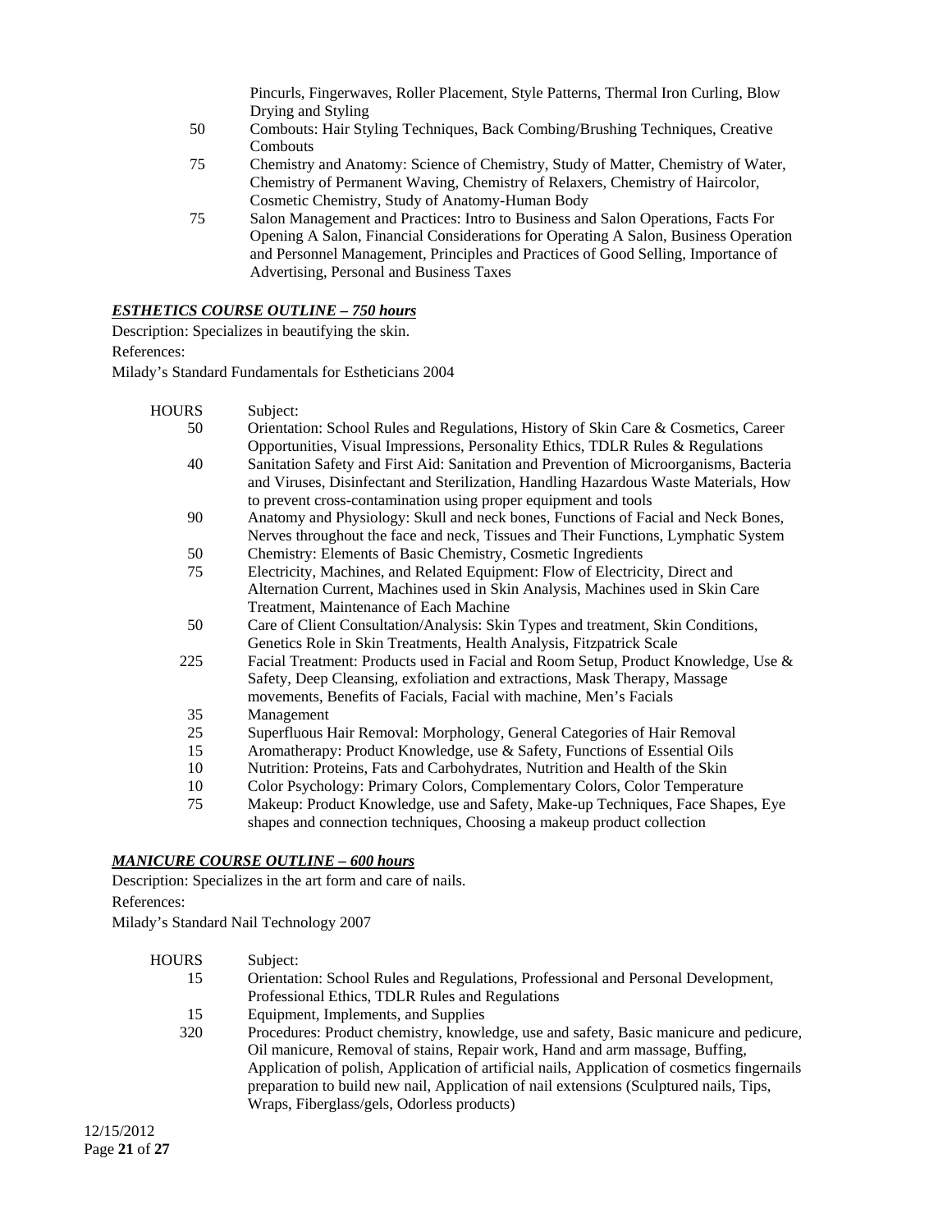| HOURS | Subject: |
|---|---|
| | Pincurls, Fingerwaves, Roller Placement, Style Patterns, Thermal Iron Curling, Blow Drying and Styling |
| 50 | Combouts: Hair Styling Techniques, Back Combing/Brushing Techniques, Creative Combouts |
| 75 | Chemistry and Anatomy: Science of Chemistry, Study of Matter, Chemistry of Water, Chemistry of Permanent Waving, Chemistry of Relaxers, Chemistry of Haircolor, Cosmetic Chemistry, Study of Anatomy-Human Body |
| 75 | Salon Management and Practices: Intro to Business and Salon Operations, Facts For Opening A Salon, Financial Considerations for Operating A Salon, Business Operation and Personnel Management, Principles and Practices of Good Selling, Importance of Advertising, Personal and Business Taxes |

***ESTHETICS COURSE OUTLINE – 750 hours***

Description: Specializes in beautifying the skin.

References:

Milady's Standard Fundamentals for Estheticians 2004

| HOURS | Subject: |
|---|---|
| 50 | Orientation: School Rules and Regulations, History of Skin Care & Cosmetics, Career Opportunities, Visual Impressions, Personality Ethics, TDLR Rules & Regulations |
| 40 | Sanitation Safety and First Aid: Sanitation and Prevention of Microorganisms, Bacteria and Viruses, Disinfectant and Sterilization, Handling Hazardous Waste Materials, How to prevent cross-contamination using proper equipment and tools |
| 90 | Anatomy and Physiology: Skull and neck bones, Functions of Facial and Neck Bones, Nerves throughout the face and neck, Tissues and Their Functions, Lymphatic System |
| 50 | Chemistry: Elements of Basic Chemistry, Cosmetic Ingredients |
| 75 | Electricity, Machines, and Related Equipment: Flow of Electricity, Direct and Alternation Current, Machines used in Skin Analysis, Machines used in Skin Care Treatment, Maintenance of Each Machine |
| 50 | Care of Client Consultation/Analysis: Skin Types and treatment, Skin Conditions, Genetics Role in Skin Treatments, Health Analysis, Fitzpatrick Scale |
| 225 | Facial Treatment: Products used in Facial and Room Setup, Product Knowledge, Use & Safety, Deep Cleansing, exfoliation and extractions, Mask Therapy, Massage movements, Benefits of Facials, Facial with machine, Men's Facials |
| 35 | Management |
| 25 | Superfluous Hair Removal: Morphology, General Categories of Hair Removal |
| 15 | Aromatherapy: Product Knowledge, use & Safety, Functions of Essential Oils |
| 10 | Nutrition: Proteins, Fats and Carbohydrates, Nutrition and Health of the Skin |
| 10 | Color Psychology: Primary Colors, Complementary Colors, Color Temperature |
| 75 | Makeup: Product Knowledge, use and Safety, Make-up Techniques, Face Shapes, Eye shapes and connection techniques, Choosing a makeup product collection |

***MANICURE COURSE OUTLINE – 600 hours***

Description: Specializes in the art form and care of nails.

References:

Milady's Standard Nail Technology 2007

| HOURS | Subject: |
|---|---|
| 15 | Orientation: School Rules and Regulations, Professional and Personal Development, Professional Ethics, TDLR Rules and Regulations |
| 15 | Equipment, Implements, and Supplies |
| 320 | Procedures: Product chemistry, knowledge, use and safety, Basic manicure and pedicure, Oil manicure, Removal of stains, Repair work, Hand and arm massage, Buffing, Application of polish, Application of artificial nails, Application of cosmetics fingernails preparation to build new nail, Application of nail extensions (Sculptured nails, Tips, Wraps, Fiberglass/gels, Odorless products) |

12/15/2012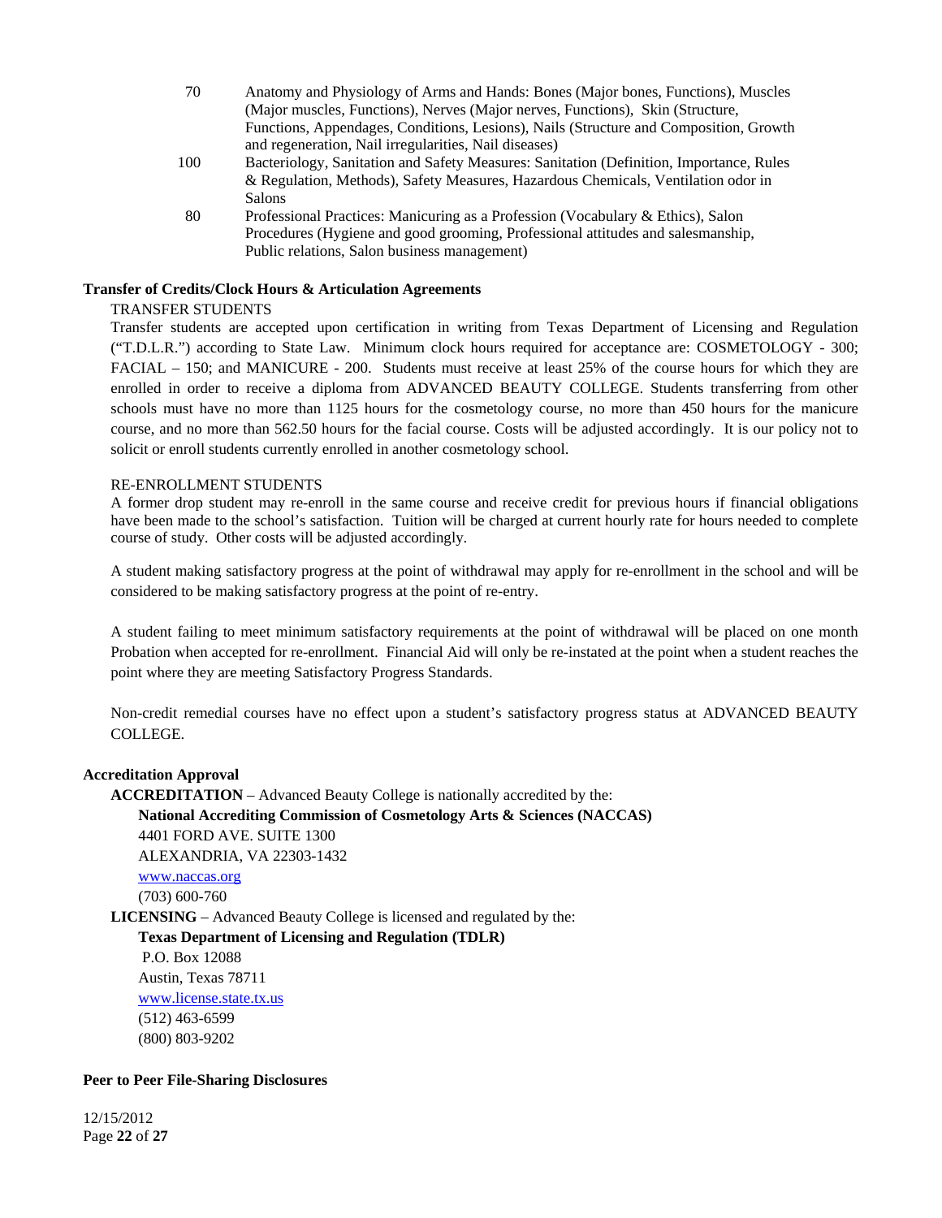| | |
|---|---|
| 70 | Anatomy and Physiology of Arms and Hands: Bones (Major bones, Functions), Muscles (Major muscles, Functions), Nerves (Major nerves, Functions), Skin (Structure, Functions, Appendages, Conditions, Lesions), Nails (Structure and Composition, Growth and regeneration, Nail irregularities, Nail diseases) |
| 100 | Bacteriology, Sanitation and Safety Measures: Sanitation (Definition, Importance, Rules & Regulation, Methods), Safety Measures, Hazardous Chemicals, Ventilation odor in Salons |
| 80 | Professional Practices: Manicuring as a Profession (Vocabulary & Ethics), Salon Procedures (Hygiene and good grooming, Professional attitudes and salesmanship, Public relations, Salon business management) |

**Transfer of Credits/Clock Hours & Articulation Agreements**

TRANSFER STUDENTS

Transfer students are accepted upon certification in writing from Texas Department of Licensing and Regulation ("T.D.L.R.") according to State Law. Minimum clock hours required for acceptance are: COSMETOLOGY - 300; FACIAL – 150; and MANICURE - 200. Students must receive at least 25% of the course hours for which they are enrolled in order to receive a diploma from ADVANCED BEAUTY COLLEGE. Students transferring from other schools must have no more than 1125 hours for the cosmetology course, no more than 450 hours for the manicure course, and no more than 562.50 hours for the facial course. Costs will be adjusted accordingly. It is our policy not to solicit or enroll students currently enrolled in another cosmetology school.

RE-ENROLLMENT STUDENTS

A former drop student may re-enroll in the same course and receive credit for previous hours if financial obligations have been made to the school's satisfaction. Tuition will be charged at current hourly rate for hours needed to complete course of study. Other costs will be adjusted accordingly.

A student making satisfactory progress at the point of withdrawal may apply for re-enrollment in the school and will be considered to be making satisfactory progress at the point of re-entry.

A student failing to meet minimum satisfactory requirements at the point of withdrawal will be placed on one month Probation when accepted for re-enrollment. Financial Aid will only be re-instated at the point when a student reaches the point where they are meeting Satisfactory Progress Standards.

Non-credit remedial courses have no effect upon a student's satisfactory progress status at ADVANCED BEAUTY COLLEGE.

**Accreditation Approval**

**ACCREDITATION** – Advanced Beauty College is nationally accredited by the:

**National Accrediting Commission of Cosmetology Arts & Sciences (NACCAS)**
4401 FORD AVE. SUITE 1300
ALEXANDRIA, VA 22303-1432
www.naccas.org
(703) 600-760

**LICENSING** – Advanced Beauty College is licensed and regulated by the:

**Texas Department of Licensing and Regulation (TDLR)**
P.O. Box 12088
Austin, Texas 78711
www.license.state.tx.us
(512) 463-6599
(800) 803-9202

**Peer to Peer File-Sharing Disclosures**

12/15/2012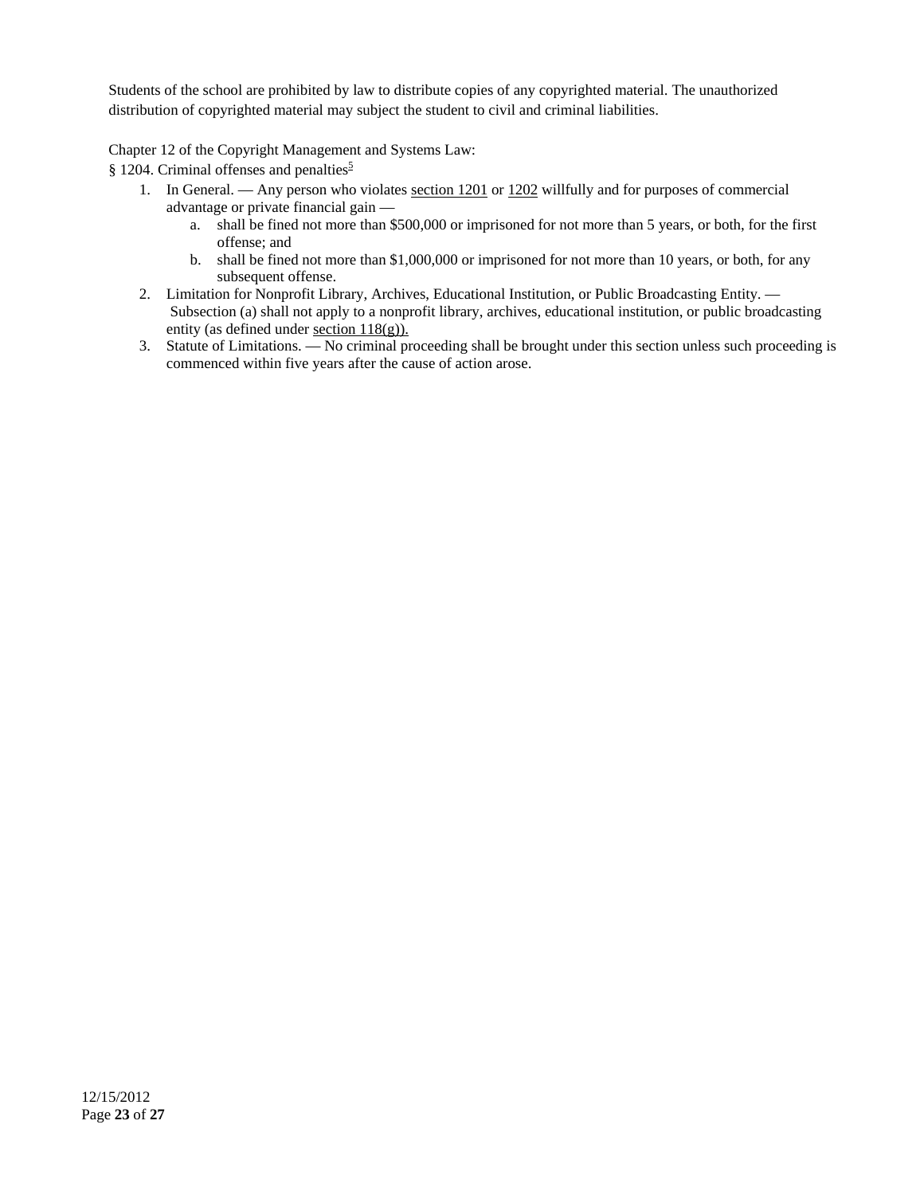Students of the school are prohibited by law to distribute copies of any copyrighted material. The unauthorized distribution of copyrighted material may subject the student to civil and criminal liabilities.

Chapter 12 of the Copyright Management and Systems Law:

§ 1204. Criminal offenses and penalties[5]

1. In General. — Any person who violates section 1201 or 1202 willfully and for purposes of commercial advantage or private financial gain —
    a. shall be fined not more than $500,000 or imprisoned for not more than 5 years, or both, for the first offense; and
    b. shall be fined not more than $1,000,000 or imprisoned for not more than 10 years, or both, for any subsequent offense.
2. Limitation for Nonprofit Library, Archives, Educational Institution, or Public Broadcasting Entity. — Subsection (a) shall not apply to a nonprofit library, archives, educational institution, or public broadcasting entity (as defined under section 118(g)).
3. Statute of Limitations. — No criminal proceeding shall be brought under this section unless such proceeding is commenced within five years after the cause of action arose.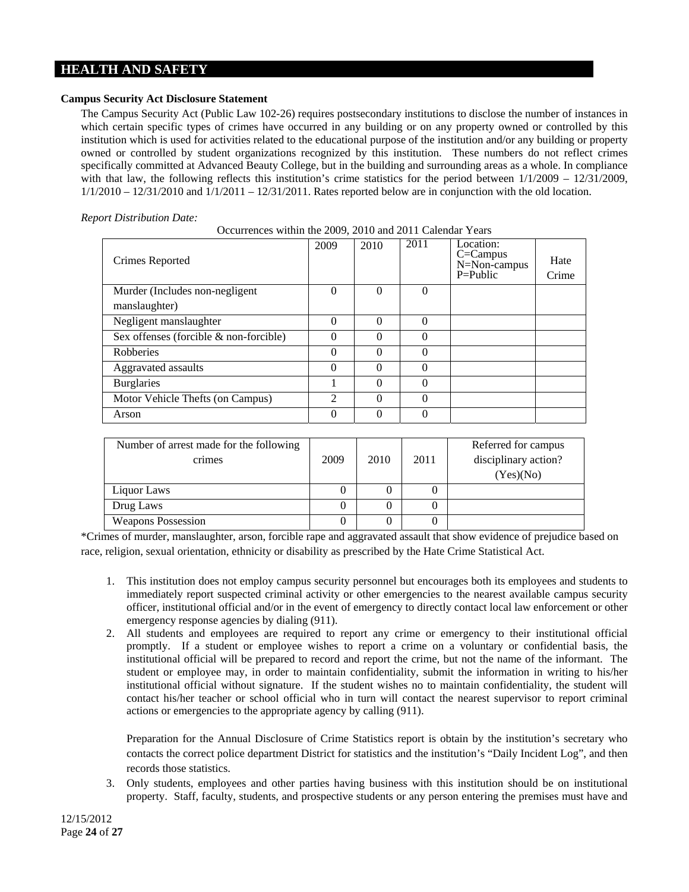## HEALTH AND SAFETY

**Campus Security Act Disclosure Statement**

The Campus Security Act (Public Law 102-26) requires postsecondary institutions to disclose the number of instances in which certain specific types of crimes have occurred in any building or on any property owned or controlled by this institution which is used for activities related to the educational purpose of the institution and/or any building or property owned or controlled by student organizations recognized by this institution. These numbers do not reflect crimes specifically committed at Advanced Beauty College, but in the building and surrounding areas as a whole. In compliance with that law, the following reflects this institution's crime statistics for the period between 1/1/2009 – 12/31/2009, 1/1/2010 – 12/31/2010 and 1/1/2011 – 12/31/2011. Rates reported below are in conjunction with the old location.

*Report Distribution Date:*

Occurrences within the 2009, 2010 and 2011 Calendar Years

| Crimes Reported | 2009 | 2010 | 2011 | Location: C=Campus N=Non-campus P=Public | Hate Crime |
|---|---|---|---|---|---|
| Murder (Includes non-negligent manslaughter) | 0 | 0 | 0 | | |
| Negligent manslaughter | 0 | 0 | 0 | | |
| Sex offenses (forcible & non-forcible) | 0 | 0 | 0 | | |
| Robberies | 0 | 0 | 0 | | |
| Aggravated assaults | 0 | 0 | 0 | | |
| Burglaries | 1 | 0 | 0 | | |
| Motor Vehicle Thefts (on Campus) | 2 | 0 | 0 | | |
| Arson | 0 | 0 | 0 | | |

| Number of arrest made for the following crimes | 2009 | 2010 | 2011 | Referred for campus disciplinary action? (Yes)(No) |
|---|---|---|---|---|
| Liquor Laws | 0 | 0 | 0 | |
| Drug Laws | 0 | 0 | 0 | |
| Weapons Possession | 0 | 0 | 0 | |

*Crimes of murder, manslaughter, arson, forcible rape and aggravated assault that show evidence of prejudice based on race, religion, sexual orientation, ethnicity or disability as prescribed by the Hate Crime Statistical Act.

1. This institution does not employ campus security personnel but encourages both its employees and students to immediately report suspected criminal activity or other emergencies to the nearest available campus security officer, institutional official and/or in the event of emergency to directly contact local law enforcement or other emergency response agencies by dialing (911).
2. All students and employees are required to report any crime or emergency to their institutional official promptly. If a student or employee wishes to report a crime on a voluntary or confidential basis, the institutional official will be prepared to record and report the crime, but not the name of the informant. The student or employee may, in order to maintain confidentiality, submit the information in writing to his/her institutional official without signature. If the student wishes no to maintain confidentiality, the student will contact his/her teacher or school official who in turn will contact the nearest supervisor to report criminal actions or emergencies to the appropriate agency by calling (911).

   Preparation for the Annual Disclosure of Crime Statistics report is obtain by the institution's secretary who contacts the correct police department District for statistics and the institution's "Daily Incident Log", and then records those statistics.
3. Only students, employees and other parties having business with this institution should be on institutional property. Staff, faculty, students, and prospective students or any person entering the premises must have and

12/15/2012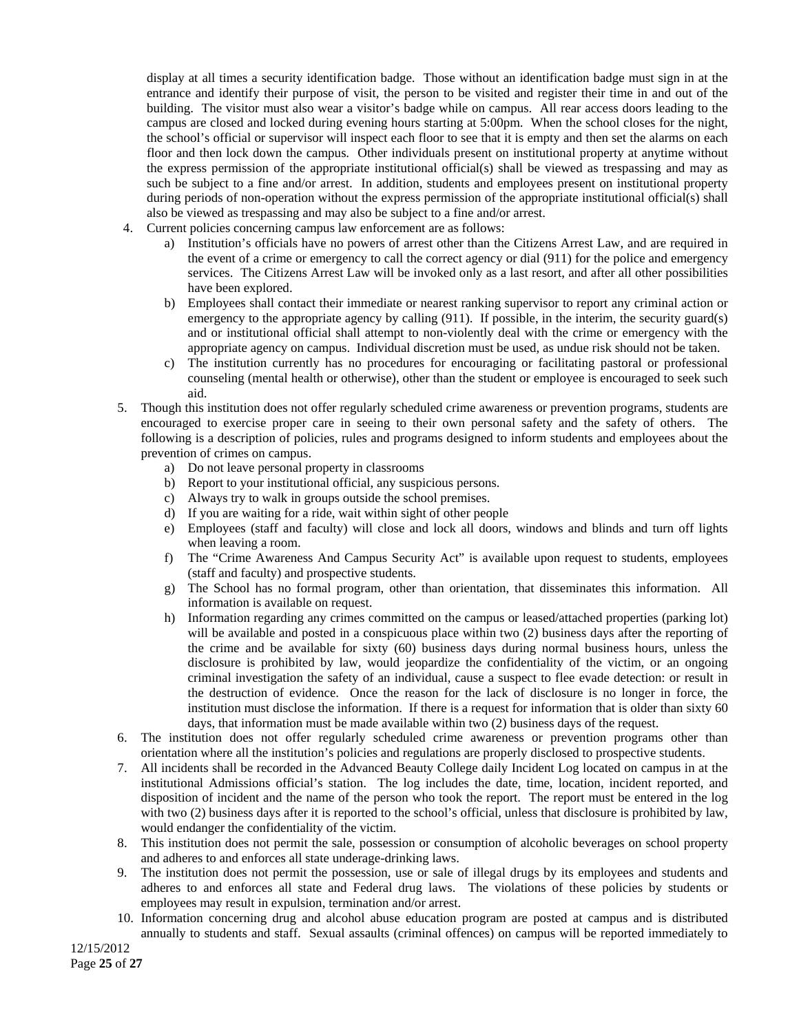display at all times a security identification badge. Those without an identification badge must sign in at the entrance and identify their purpose of visit, the person to be visited and register their time in and out of the building. The visitor must also wear a visitor's badge while on campus. All rear access doors leading to the campus are closed and locked during evening hours starting at 5:00pm. When the school closes for the night, the school's official or supervisor will inspect each floor to see that it is empty and then set the alarms on each floor and then lock down the campus. Other individuals present on institutional property at anytime without the express permission of the appropriate institutional official(s) shall be viewed as trespassing and may as such be subject to a fine and/or arrest. In addition, students and employees present on institutional property during periods of non-operation without the express permission of the appropriate institutional official(s) shall also be viewed as trespassing and may also be subject to a fine and/or arrest.

4. Current policies concerning campus law enforcement are as follows:
   a) Institution's officials have no powers of arrest other than the Citizens Arrest Law, and are required in the event of a crime or emergency to call the correct agency or dial (911) for the police and emergency services. The Citizens Arrest Law will be invoked only as a last resort, and after all other possibilities have been explored.
   b) Employees shall contact their immediate or nearest ranking supervisor to report any criminal action or emergency to the appropriate agency by calling (911). If possible, in the interim, the security guard(s) and or institutional official shall attempt to non-violently deal with the crime or emergency with the appropriate agency on campus. Individual discretion must be used, as undue risk should not be taken.
   c) The institution currently has no procedures for encouraging or facilitating pastoral or professional counseling (mental health or otherwise), other than the student or employee is encouraged to seek such aid.
5. Though this institution does not offer regularly scheduled crime awareness or prevention programs, students are encouraged to exercise proper care in seeing to their own personal safety and the safety of others. The following is a description of policies, rules and programs designed to inform students and employees about the prevention of crimes on campus.
   a) Do not leave personal property in classrooms
   b) Report to your institutional official, any suspicious persons.
   c) Always try to walk in groups outside the school premises.
   d) If you are waiting for a ride, wait within sight of other people
   e) Employees (staff and faculty) will close and lock all doors, windows and blinds and turn off lights when leaving a room.
   f) The "Crime Awareness And Campus Security Act" is available upon request to students, employees (staff and faculty) and prospective students.
   g) The School has no formal program, other than orientation, that disseminates this information. All information is available on request.
   h) Information regarding any crimes committed on the campus or leased/attached properties (parking lot) will be available and posted in a conspicuous place within two (2) business days after the reporting of the crime and be available for sixty (60) business days during normal business hours, unless the disclosure is prohibited by law, would jeopardize the confidentiality of the victim, or an ongoing criminal investigation the safety of an individual, cause a suspect to flee evade detection: or result in the destruction of evidence. Once the reason for the lack of disclosure is no longer in force, the institution must disclose the information. If there is a request for information that is older than sixty 60 days, that information must be made available within two (2) business days of the request.
6. The institution does not offer regularly scheduled crime awareness or prevention programs other than orientation where all the institution's policies and regulations are properly disclosed to prospective students.
7. All incidents shall be recorded in the Advanced Beauty College daily Incident Log located on campus in at the institutional Admissions official's station. The log includes the date, time, location, incident reported, and disposition of incident and the name of the person who took the report. The report must be entered in the log with two (2) business days after it is reported to the school's official, unless that disclosure is prohibited by law, would endanger the confidentiality of the victim.
8. This institution does not permit the sale, possession or consumption of alcoholic beverages on school property and adheres to and enforces all state underage-drinking laws.
9. The institution does not permit the possession, use or sale of illegal drugs by its employees and students and adheres to and enforces all state and Federal drug laws. The violations of these policies by students or employees may result in expulsion, termination and/or arrest.
10. Information concerning drug and alcohol abuse education program are posted at campus and is distributed annually to students and staff. Sexual assaults (criminal offences) on campus will be reported immediately to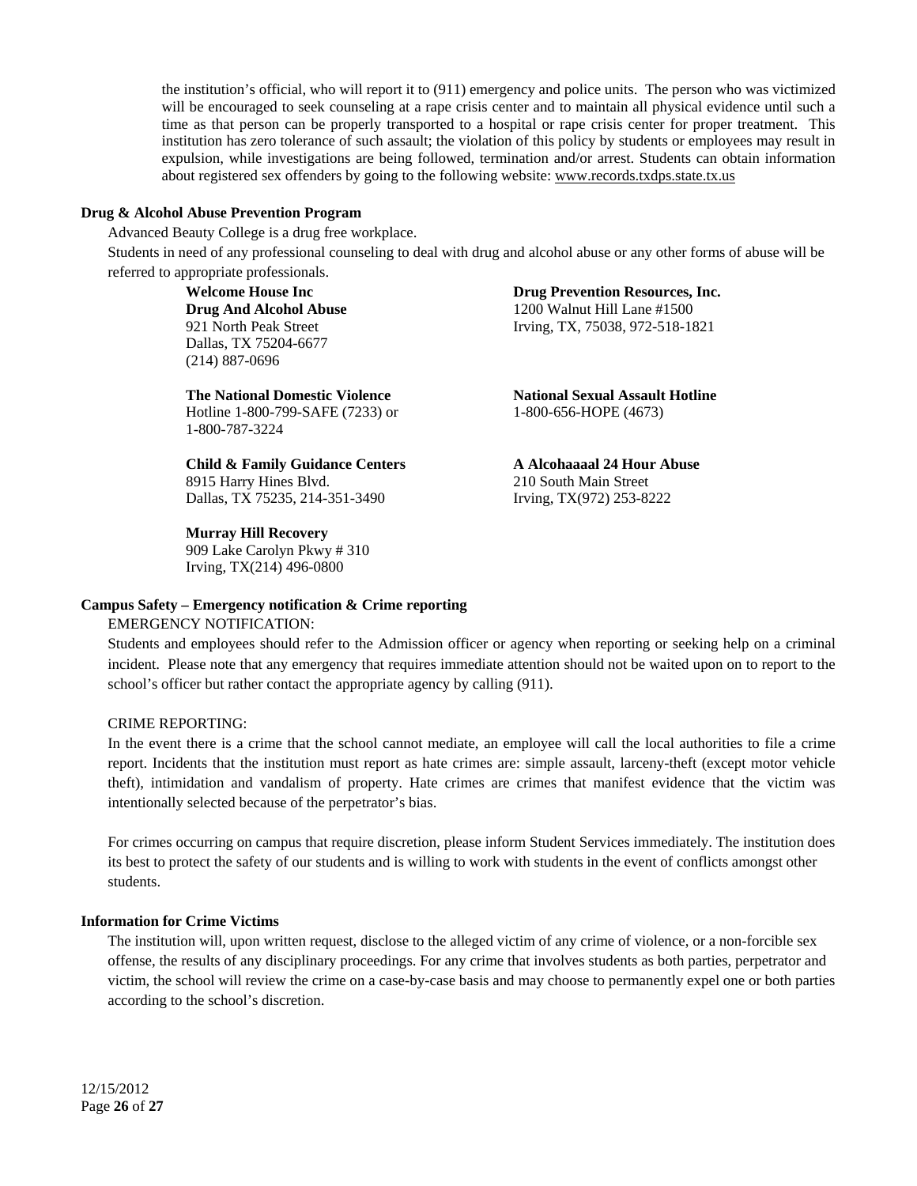the institution's official, who will report it to (911) emergency and police units. The person who was victimized will be encouraged to seek counseling at a rape crisis center and to maintain all physical evidence until such a time as that person can be properly transported to a hospital or rape crisis center for proper treatment. This institution has zero tolerance of such assault; the violation of this policy by students or employees may result in expulsion, while investigations are being followed, termination and/or arrest. Students can obtain information about registered sex offenders by going to the following website: www.records.txdps.state.tx.us

**Drug & Alcohol Abuse Prevention Program**

Advanced Beauty College is a drug free workplace.

Students in need of any professional counseling to deal with drug and alcohol abuse or any other forms of abuse will be referred to appropriate professionals.

**Welcome House Inc**
**Drug And Alcohol Abuse**
921 North Peak Street
Dallas, TX 75204-6677
(214) 887-0696

**Drug Prevention Resources, Inc.**
1200 Walnut Hill Lane #1500
Irving, TX, 75038, 972-518-1821

**The National Domestic Violence**
Hotline 1-800-799-SAFE (7233) or
1-800-787-3224

**National Sexual Assault Hotline**
1-800-656-HOPE (4673)

**Child & Family Guidance Centers**
8915 Harry Hines Blvd.
Dallas, TX 75235, 214-351-3490

**A Alcohaaaal 24 Hour Abuse**
210 South Main Street
Irving, TX(972) 253-8222

**Murray Hill Recovery**
909 Lake Carolyn Pkwy # 310
Irving, TX(214) 496-0800

**Campus Safety – Emergency notification & Crime reporting**

EMERGENCY NOTIFICATION:

Students and employees should refer to the Admission officer or agency when reporting or seeking help on a criminal incident. Please note that any emergency that requires immediate attention should not be waited upon on to report to the school's officer but rather contact the appropriate agency by calling (911).

CRIME REPORTING:

In the event there is a crime that the school cannot mediate, an employee will call the local authorities to file a crime report. Incidents that the institution must report as hate crimes are: simple assault, larceny-theft (except motor vehicle theft), intimidation and vandalism of property. Hate crimes are crimes that manifest evidence that the victim was intentionally selected because of the perpetrator's bias.

For crimes occurring on campus that require discretion, please inform Student Services immediately. The institution does its best to protect the safety of our students and is willing to work with students in the event of conflicts amongst other students.

**Information for Crime Victims**

The institution will, upon written request, disclose to the alleged victim of any crime of violence, or a non-forcible sex offense, the results of any disciplinary proceedings. For any crime that involves students as both parties, perpetrator and victim, the school will review the crime on a case-by-case basis and may choose to permanently expel one or both parties according to the school's discretion.

12/15/2012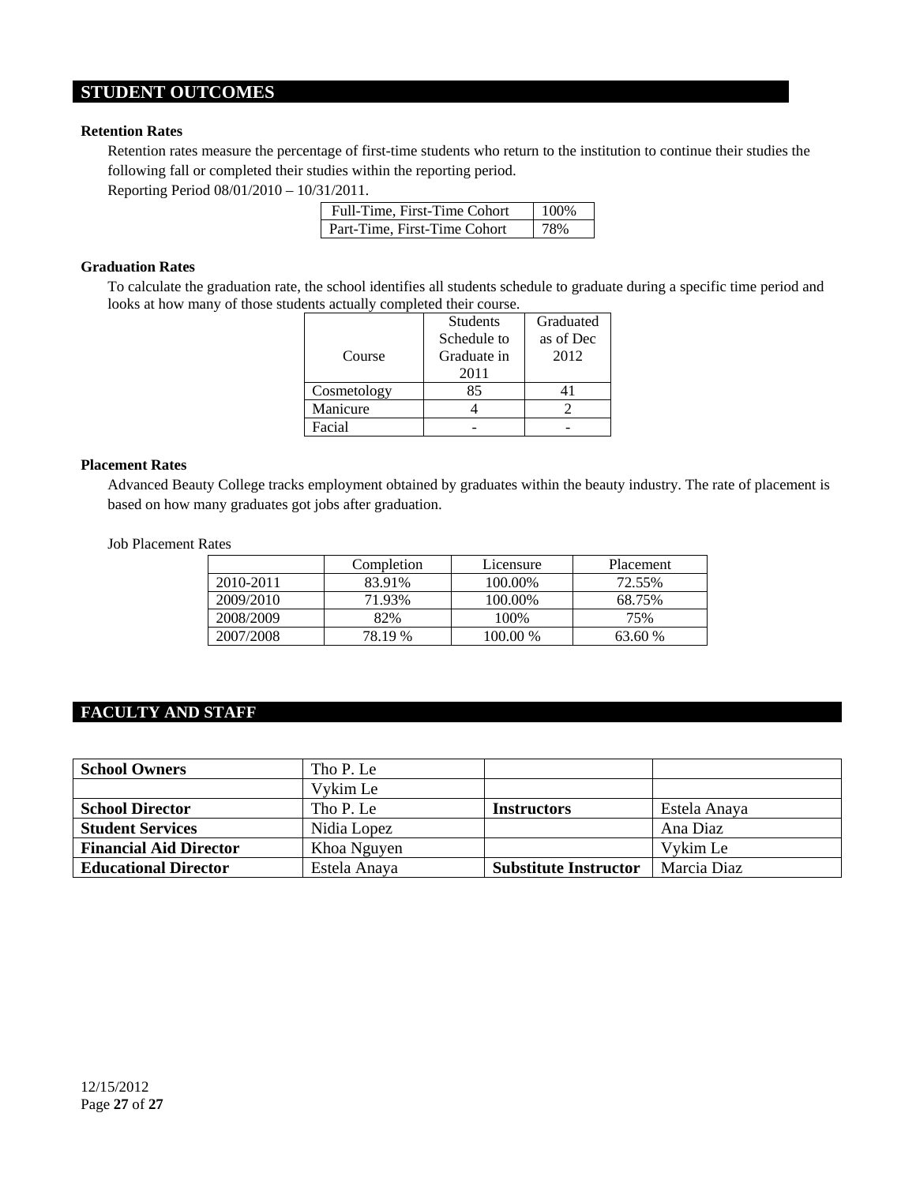## STUDENT OUTCOMES

### Retention Rates

Retention rates measure the percentage of first-time students who return to the institution to continue their studies the following fall or completed their studies within the reporting period.

Reporting Period 08/01/2010 – 10/31/2011.

| | |
|---|---|
| Full-Time, First-Time Cohort | 100% |
| Part-Time, First-Time Cohort | 78% |

### Graduation Rates

To calculate the graduation rate, the school identifies all students schedule to graduate during a specific time period and looks at how many of those students actually completed their course.

| Course | Students Schedule to Graduate in 2011 | Graduated as of Dec 2012 |
|---|---|---|
| Cosmetology | 85 | 41 |
| Manicure | 4 | 2 |
| Facial | - | - |

### Placement Rates

Advanced Beauty College tracks employment obtained by graduates within the beauty industry. The rate of placement is based on how many graduates got jobs after graduation.

Job Placement Rates

| | Completion | Licensure | Placement |
|---|---|---|---|
| 2010-2011 | 83.91% | 100.00% | 72.55% |
| 2009/2010 | 71.93% | 100.00% | 68.75% |
| 2008/2009 | 82% | 100% | 75% |
| 2007/2008 | 78.19 % | 100.00 % | 63.60 % |

## FACULTY AND STAFF

| | | | |
|---|---|---|---|
| **School Owners** | Tho P. Le | | |
| | Vykim Le | | |
| **School Director** | Tho P. Le | **Instructors** | Estela Anaya |
| **Student Services** | Nidia Lopez | | Ana Diaz |
| **Financial Aid Director** | Khoa Nguyen | | Vykim Le |
| **Educational Director** | Estela Anaya | **Substitute Instructor** | Marcia Diaz |

12/15/2012